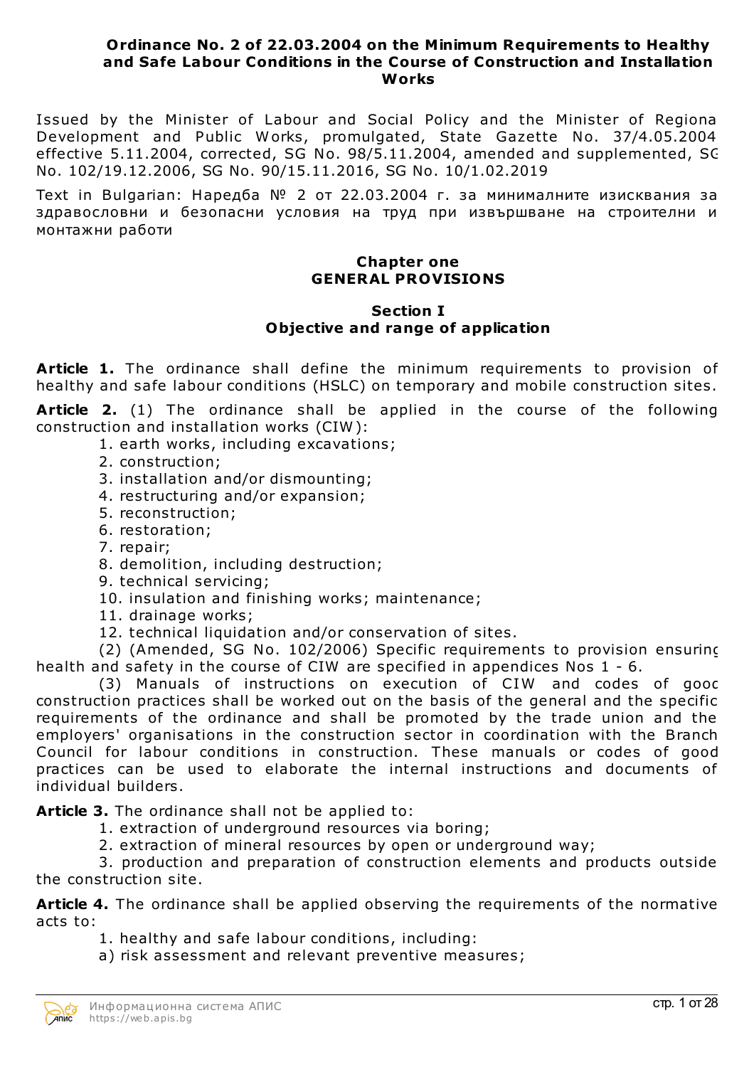# Ordinance No. 2 of 22.03.2004 on the Minimum Requirements to Healthy and Safe Labour Conditions in the Course of Construction and Installation Works

Issued by the Minister of Labour and Social Policy and the Minister of Regional Development and Public Works, promulgated, State Gazette No. 37/4.05.2004, effective 5.11.2004, corrected, SG No. 98/5.11.2004, amended and supplemented, SG No. 102/19.12.2006, SG No. 90/15.11.2016, SG No. 10/1.02.2019

Text in Bulgarian: Наредба № 2 от 22.03.2004 г. за минималните изисквания за здравословни и безопасни условия на труд при извършване на строителни и монтажни работи

## Chapter one
## GENERAL PROVISIONS

### Section I
### Objective and range of application

**Article 1.** The ordinance shall define the minimum requirements to provision of healthy and safe labour conditions (HSLC) on temporary and mobile construction sites.

**Article 2.** (1) The ordinance shall be applied in the course of the following construction and installation works (CIW):

1. earth works, including excavations;
2. construction;
3. installation and/or dismounting;
4. restructuring and/or expansion;
5. reconstruction;
6. restoration;
7. repair;
8. demolition, including destruction;
9. technical servicing;
10. insulation and finishing works; maintenance;
11. drainage works;
12. technical liquidation and/or conservation of sites.

(2) (Amended, SG No. 102/2006) Specific requirements to provision ensuring health and safety in the course of CIW are specified in appendices Nos 1 - 6.

(3) Manuals of instructions on execution of CIW and codes of good construction practices shall be worked out on the basis of the general and the specific requirements of the ordinance and shall be promoted by the trade union and the employers' organisations in the construction sector in coordination with the Branch Council for labour conditions in construction. These manuals or codes of good practices can be used to elaborate the internal instructions and documents of individual builders.

**Article 3.** The ordinance shall not be applied to:

1. extraction of underground resources via boring;
2. extraction of mineral resources by open or underground way;
3. production and preparation of construction elements and products outside the construction site.

**Article 4.** The ordinance shall be applied observing the requirements of the normative acts to:

1. healthy and safe labour conditions, including:

a) risk assessment and relevant preventive measures;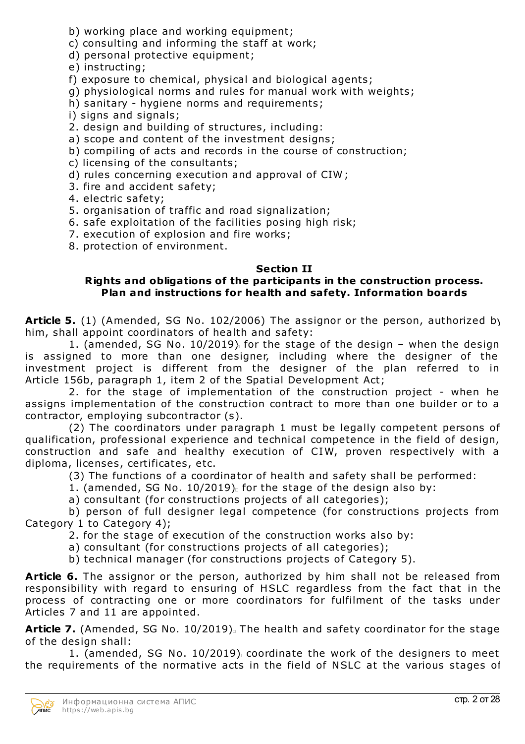b) working place and working equipment;
c) consulting and informing the staff at work;
d) personal protective equipment;
e) instructing;
f) exposure to chemical, physical and biological agents;
g) physiological norms and rules for manual work with weights;
h) sanitary - hygiene norms and requirements;
i) signs and signals;
2. design and building of structures, including:
a) scope and content of the investment designs;
b) compiling of acts and records in the course of construction;
c) licensing of the consultants;
d) rules concerning execution and approval of CIW;
3. fire and accident safety;
4. electric safety;
5. organisation of traffic and road signalization;
6. safe exploitation of the facilities posing high risk;
7. execution of explosion and fire works;
8. protection of environment.

**Section II**
**Rights and obligations of the participants in the construction process. Plan and instructions for health and safety. Information boards**

**Article 5.** (1) (Amended, SG No. 102/2006) The assignor or the person, authorized by him, shall appoint coordinators of health and safety:

1. (amended, SG No. 10/2019) for the stage of the design – when the design is assigned to more than one designer, including where the designer of the investment project is different from the designer of the plan referred to in Article 156b, paragraph 1, item 2 of the Spatial Development Act;

2. for the stage of implementation of the construction project - when he assigns implementation of the construction contract to more than one builder or to a contractor, employing subcontractor (s).

(2) The coordinators under paragraph 1 must be legally competent persons of qualification, professional experience and technical competence in the field of design, construction and safe and healthy execution of CIW, proven respectively with a diploma, licenses, certificates, etc.

(3) The functions of a coordinator of health and safety shall be performed:

1. (amended, SG No. 10/2019) for the stage of the design also by:

a) consultant (for constructions projects of all categories);

b) person of full designer legal competence (for constructions projects from Category 1 to Category 4);

2. for the stage of execution of the construction works also by:

a) consultant (for constructions projects of all categories);

b) technical manager (for constructions projects of Category 5).

**Article 6.** The assignor or the person, authorized by him shall not be released from responsibility with regard to ensuring of HSLC regardless from the fact that in the process of contracting one or more coordinators for fulfilment of the tasks under Articles 7 and 11 are appointed.

**Article 7.** (Amended, SG No. 10/2019) The health and safety coordinator for the stage of the design shall:

1. (amended, SG No. 10/2019) coordinate the work of the designers to meet the requirements of the normative acts in the field of NSLC at the various stages of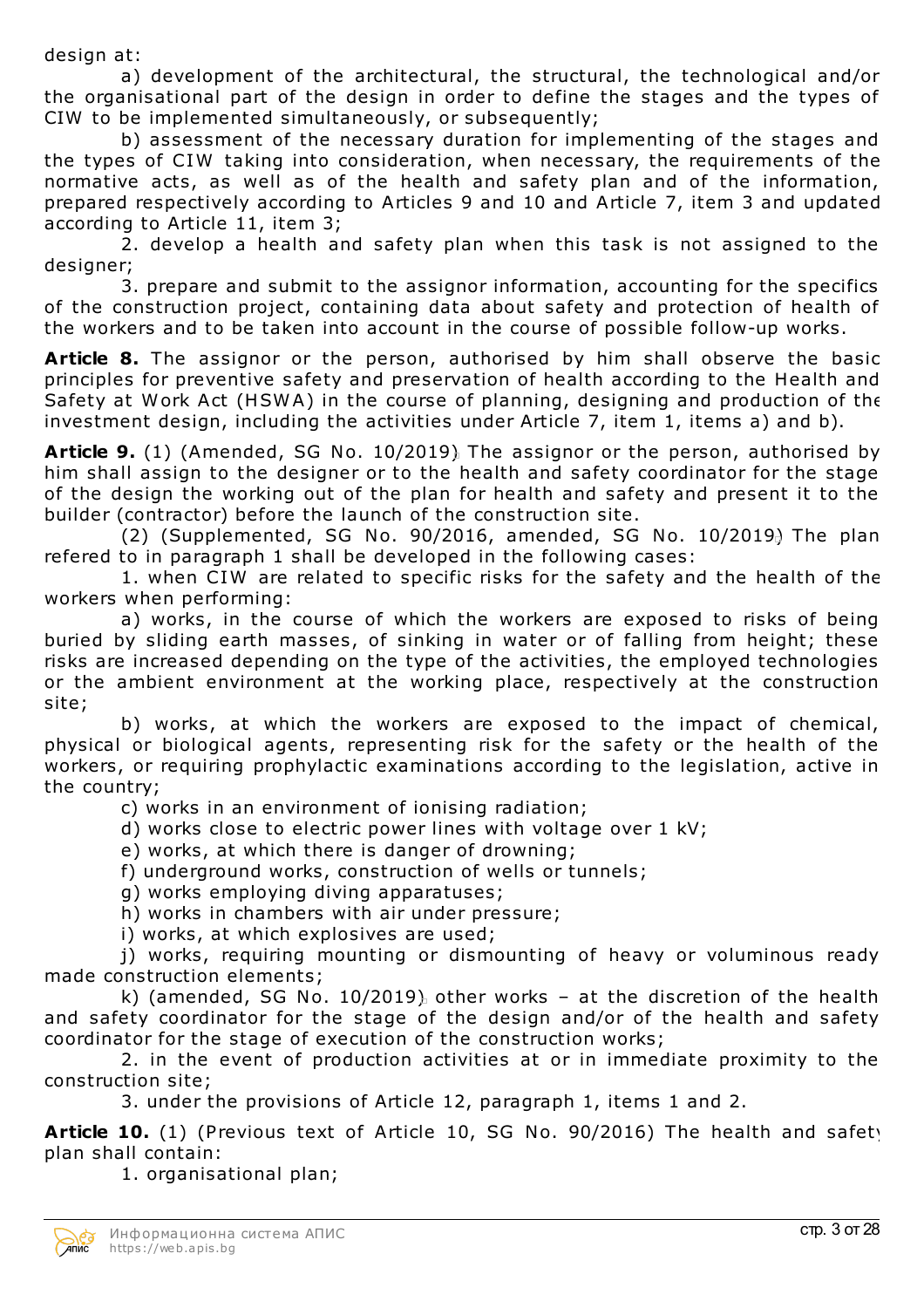design at:

a) development of the architectural, the structural, the technological and/or the organisational part of the design in order to define the stages and the types of CIW to be implemented simultaneously, or subsequently;

b) assessment of the necessary duration for implementing of the stages and the types of CIW taking into consideration, when necessary, the requirements of the normative acts, as well as of the health and safety plan and of the information, prepared respectively according to Articles 9 and 10 and Article 7, item 3 and updated according to Article 11, item 3;

2. develop a health and safety plan when this task is not assigned to the designer;

3. prepare and submit to the assignor information, accounting for the specifics of the construction project, containing data about safety and protection of health of the workers and to be taken into account in the course of possible follow-up works.

**Article 8.** The assignor or the person, authorised by him shall observe the basic principles for preventive safety and preservation of health according to the Health and Safety at Work Act (HSWA) in the course of planning, designing and production of the investment design, including the activities under Article 7, item 1, items a) and b).

**Article 9.** (1) (Amended, SG No. 10/2019) The assignor or the person, authorised by him shall assign to the designer or to the health and safety coordinator for the stage of the design the working out of the plan for health and safety and present it to the builder (contractor) before the launch of the construction site.

(2) (Supplemented, SG No. 90/2016, amended, SG No. 10/2019) The plan refered to in paragraph 1 shall be developed in the following cases:

1. when CIW are related to specific risks for the safety and the health of the workers when performing:

a) works, in the course of which the workers are exposed to risks of being buried by sliding earth masses, of sinking in water or of falling from height; these risks are increased depending on the type of the activities, the employed technologies or the ambient environment at the working place, respectively at the construction site;

b) works, at which the workers are exposed to the impact of chemical, physical or biological agents, representing risk for the safety or the health of the workers, or requiring prophylactic examinations according to the legislation, active in the country;

c) works in an environment of ionising radiation;

d) works close to electric power lines with voltage over 1 kV;

e) works, at which there is danger of drowning;

f) underground works, construction of wells or tunnels;

g) works employing diving apparatuses;

h) works in chambers with air under pressure;

i) works, at which explosives are used;

j) works, requiring mounting or dismounting of heavy or voluminous ready made construction elements;

k) (amended, SG No. 10/2019) other works – at the discretion of the health and safety coordinator for the stage of the design and/or of the health and safety coordinator for the stage of execution of the construction works;

2. in the event of production activities at or in immediate proximity to the construction site;

3. under the provisions of Article 12, paragraph 1, items 1 and 2.

**Article 10.** (1) (Previous text of Article 10, SG No. 90/2016) The health and safety plan shall contain:

1. organisational plan;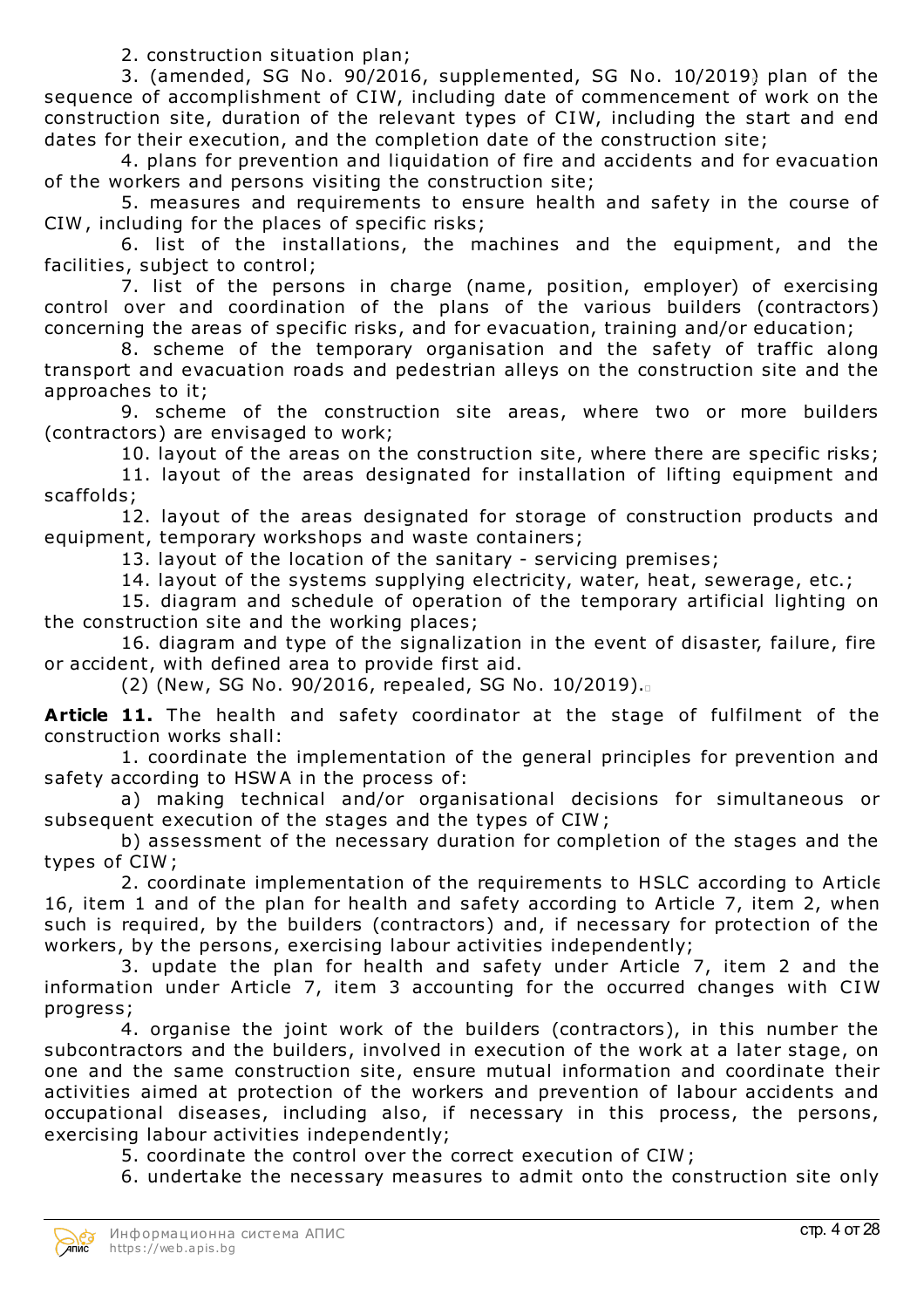2. construction situation plan;

3. (amended, SG No. 90/2016, supplemented, SG No. 10/2019) plan of the sequence of accomplishment of CIW, including date of commencement of work on the construction site, duration of the relevant types of CIW, including the start and end dates for their execution, and the completion date of the construction site;

4. plans for prevention and liquidation of fire and accidents and for evacuation of the workers and persons visiting the construction site;

5. measures and requirements to ensure health and safety in the course of CIW, including for the places of specific risks;

6. list of the installations, the machines and the equipment, and the facilities, subject to control;

7. list of the persons in charge (name, position, employer) of exercising control over and coordination of the plans of the various builders (contractors) concerning the areas of specific risks, and for evacuation, training and/or education;

8. scheme of the temporary organisation and the safety of traffic along transport and evacuation roads and pedestrian alleys on the construction site and the approaches to it;

9. scheme of the construction site areas, where two or more builders (contractors) are envisaged to work;

10. layout of the areas on the construction site, where there are specific risks;

11. layout of the areas designated for installation of lifting equipment and scaffolds;

12. layout of the areas designated for storage of construction products and equipment, temporary workshops and waste containers;

13. layout of the location of the sanitary - servicing premises;

14. layout of the systems supplying electricity, water, heat, sewerage, etc.;

15. diagram and schedule of operation of the temporary artificial lighting on the construction site and the working places;

16. diagram and type of the signalization in the event of disaster, failure, fire or accident, with defined area to provide first aid.

(2) (New, SG No. 90/2016, repealed, SG No. 10/2019).

**Article 11.** The health and safety coordinator at the stage of fulfilment of the construction works shall:

1. coordinate the implementation of the general principles for prevention and safety according to HSWA in the process of:

a) making technical and/or organisational decisions for simultaneous or subsequent execution of the stages and the types of CIW;

b) assessment of the necessary duration for completion of the stages and the types of CIW;

2. coordinate implementation of the requirements to HSLC according to Article 16, item 1 and of the plan for health and safety according to Article 7, item 2, when such is required, by the builders (contractors) and, if necessary for protection of the workers, by the persons, exercising labour activities independently;

3. update the plan for health and safety under Article 7, item 2 and the information under Article 7, item 3 accounting for the occurred changes with CIW progress;

4. organise the joint work of the builders (contractors), in this number the subcontractors and the builders, involved in execution of the work at a later stage, on one and the same construction site, ensure mutual information and coordinate their activities aimed at protection of the workers and prevention of labour accidents and occupational diseases, including also, if necessary in this process, the persons, exercising labour activities independently;

5. coordinate the control over the correct execution of CIW;

6. undertake the necessary measures to admit onto the construction site only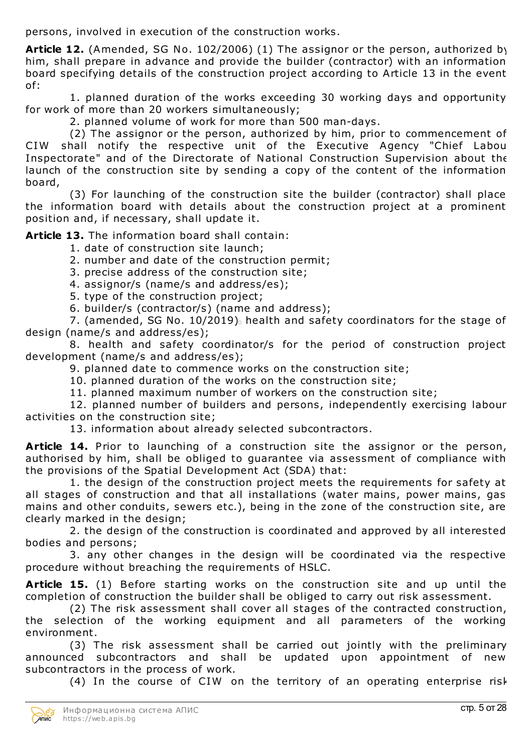persons, involved in execution of the construction works.

**Article 12.** (Amended, SG No. 102/2006) (1) The assignor or the person, authorized by him, shall prepare in advance and provide the builder (contractor) with an information board specifying details of the construction project according to Article 13 in the event of:

1. planned duration of the works exceeding 30 working days and opportunity for work of more than 20 workers simultaneously;

2. planned volume of work for more than 500 man-days.

(2) The assignor or the person, authorized by him, prior to commencement of CIW shall notify the respective unit of the Executive Agency "Chief Labour Inspectorate" and of the Directorate of National Construction Supervision about the launch of the construction site by sending a copy of the content of the information board,

(3) For launching of the construction site the builder (contractor) shall place the information board with details about the construction project at a prominent position and, if necessary, shall update it.

**Article 13.** The information board shall contain:

1. date of construction site launch;

2. number and date of the construction permit;

3. precise address of the construction site;

4. assignor/s (name/s and address/es);

5. type of the construction project;

6. builder/s (contractor/s) (name and address);

7. (amended, SG No. 10/2019) health and safety coordinators for the stage of design (name/s and address/es);

8. health and safety coordinator/s for the period of construction project development (name/s and address/es);

9. planned date to commence works on the construction site;

10. planned duration of the works on the construction site;

11. planned maximum number of workers on the construction site;

12. planned number of builders and persons, independently exercising labour activities on the construction site;

13. information about already selected subcontractors.

**Article 14.** Prior to launching of a construction site the assignor or the person, authorised by him, shall be obliged to guarantee via assessment of compliance with the provisions of the Spatial Development Act (SDA) that:

1. the design of the construction project meets the requirements for safety at all stages of construction and that all installations (water mains, power mains, gas mains and other conduits, sewers etc.), being in the zone of the construction site, are clearly marked in the design;

2. the design of the construction is coordinated and approved by all interested bodies and persons;

3. any other changes in the design will be coordinated via the respective procedure without breaching the requirements of HSLC.

**Article 15.** (1) Before starting works on the construction site and up until the completion of construction the builder shall be obliged to carry out risk assessment.

(2) The risk assessment shall cover all stages of the contracted construction, the selection of the working equipment and all parameters of the working environment.

(3) The risk assessment shall be carried out jointly with the preliminary announced subcontractors and shall be updated upon appointment of new subcontractors in the process of work.

(4) In the course of CIW on the territory of an operating enterprise risk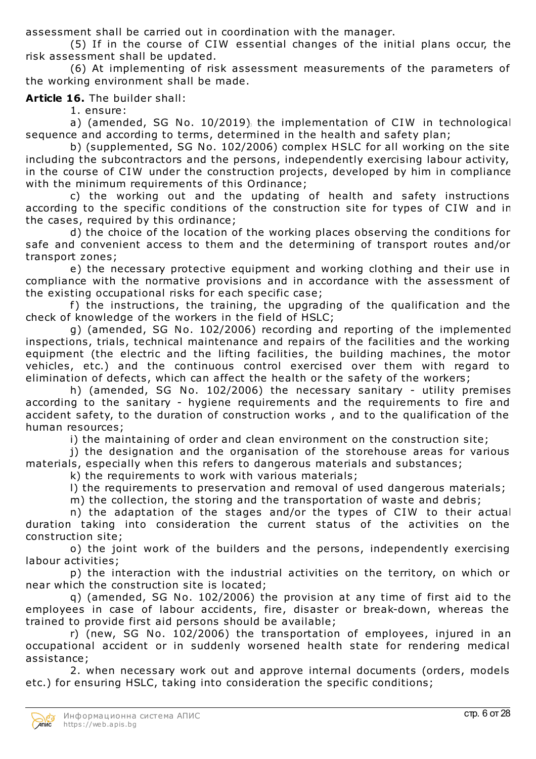assessment shall be carried out in coordination with the manager.

(5) If in the course of CIW essential changes of the initial plans occur, the risk assessment shall be updated.

(6) At implementing of risk assessment measurements of the parameters of the working environment shall be made.

**Article 16.** The builder shall:

1. ensure:

a) (amended, SG No. 10/2019) the implementation of CIW in technological sequence and according to terms, determined in the health and safety plan;

b) (supplemented, SG No. 102/2006) complex HSLC for all working on the site including the subcontractors and the persons, independently exercising labour activity, in the course of CIW under the construction projects, developed by him in compliance with the minimum requirements of this Ordinance;

c) the working out and the updating of health and safety instructions according to the specific conditions of the construction site for types of CIW and in the cases, required by this ordinance;

d) the choice of the location of the working places observing the conditions for safe and convenient access to them and the determining of transport routes and/or transport zones;

e) the necessary protective equipment and working clothing and their use in compliance with the normative provisions and in accordance with the assessment of the existing occupational risks for each specific case;

f) the instructions, the training, the upgrading of the qualification and the check of knowledge of the workers in the field of HSLC;

g) (amended, SG No. 102/2006) recording and reporting of the implemented inspections, trials, technical maintenance and repairs of the facilities and the working equipment (the electric and the lifting facilities, the building machines, the motor vehicles, etc.) and the continuous control exercised over them with regard to elimination of defects, which can affect the health or the safety of the workers;

h) (amended, SG No. 102/2006) the necessary sanitary - utility premises according to the sanitary - hygiene requirements and the requirements to fire and accident safety, to the duration of construction works , and to the qualification of the human resources;

i) the maintaining of order and clean environment on the construction site;

j) the designation and the organisation of the storehouse areas for various materials, especially when this refers to dangerous materials and substances;

k) the requirements to work with various materials;

l) the requirements to preservation and removal of used dangerous materials;

m) the collection, the storing and the transportation of waste and debris;

n) the adaptation of the stages and/or the types of CIW to their actual duration taking into consideration the current status of the activities on the construction site;

o) the joint work of the builders and the persons, independently exercising labour activities;

p) the interaction with the industrial activities on the territory, on which or near which the construction site is located;

q) (amended, SG No. 102/2006) the provision at any time of first aid to the employees in case of labour accidents, fire, disaster or break-down, whereas the trained to provide first aid persons should be available;

r) (new, SG No. 102/2006) the transportation of employees, injured in an occupational accident or in suddenly worsened health state for rendering medical assistance;

2. when necessary work out and approve internal documents (orders, models etc.) for ensuring HSLC, taking into consideration the specific conditions;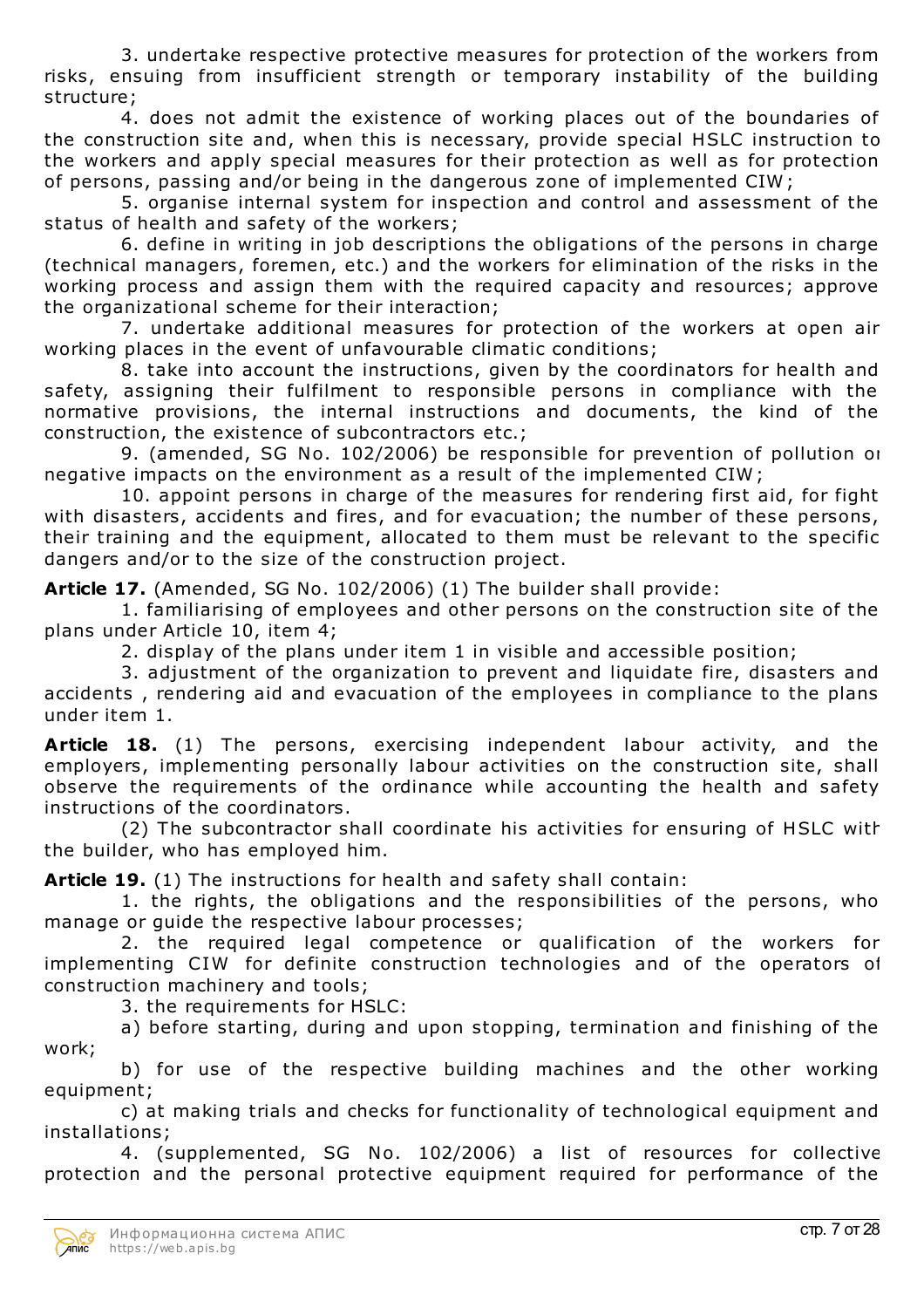3. undertake respective protective measures for protection of the workers from risks, ensuing from insufficient strength or temporary instability of the building structure;

4. does not admit the existence of working places out of the boundaries of the construction site and, when this is necessary, provide special HSLC instruction to the workers and apply special measures for their protection as well as for protection of persons, passing and/or being in the dangerous zone of implemented CIW;

5. organise internal system for inspection and control and assessment of the status of health and safety of the workers;

6. define in writing in job descriptions the obligations of the persons in charge (technical managers, foremen, etc.) and the workers for elimination of the risks in the working process and assign them with the required capacity and resources; approve the organizational scheme for their interaction;

7. undertake additional measures for protection of the workers at open air working places in the event of unfavourable climatic conditions;

8. take into account the instructions, given by the coordinators for health and safety, assigning their fulfilment to responsible persons in compliance with the normative provisions, the internal instructions and documents, the kind of the construction, the existence of subcontractors etc.;

9. (amended, SG No. 102/2006) be responsible for prevention of pollution or negative impacts on the environment as a result of the implemented CIW;

10. appoint persons in charge of the measures for rendering first aid, for fight with disasters, accidents and fires, and for evacuation; the number of these persons, their training and the equipment, allocated to them must be relevant to the specific dangers and/or to the size of the construction project.

**Article 17.** (Amended, SG No. 102/2006) (1) The builder shall provide:

1. familiarising of employees and other persons on the construction site of the plans under Article 10, item 4;

2. display of the plans under item 1 in visible and accessible position;

3. adjustment of the organization to prevent and liquidate fire, disasters and accidents , rendering aid and evacuation of the employees in compliance to the plans under item 1.

**Article 18.** (1) The persons, exercising independent labour activity, and the employers, implementing personally labour activities on the construction site, shall observe the requirements of the ordinance while accounting the health and safety instructions of the coordinators.

(2) The subcontractor shall coordinate his activities for ensuring of HSLC with the builder, who has employed him.

**Article 19.** (1) The instructions for health and safety shall contain:

1. the rights, the obligations and the responsibilities of the persons, who manage or guide the respective labour processes;

2. the required legal competence or qualification of the workers for implementing CIW for definite construction technologies and of the operators of construction machinery and tools;

3. the requirements for HSLC:

a) before starting, during and upon stopping, termination and finishing of the work;

b) for use of the respective building machines and the other working equipment;

c) at making trials and checks for functionality of technological equipment and installations;

4. (supplemented, SG No. 102/2006) a list of resources for collective protection and the personal protective equipment required for performance of the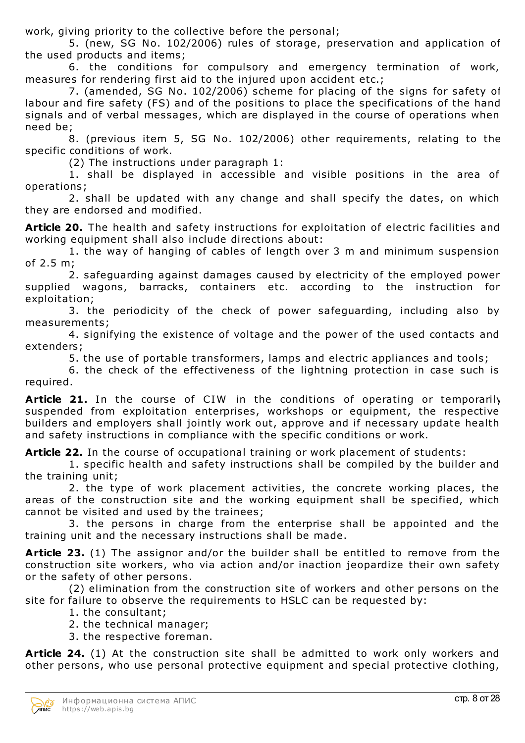work, giving priority to the collective before the personal;

5. (new, SG No. 102/2006) rules of storage, preservation and application of the used products and items;

6. the conditions for compulsory and emergency termination of work, measures for rendering first aid to the injured upon accident etc.;

7. (amended, SG No. 102/2006) scheme for placing of the signs for safety of labour and fire safety (FS) and of the positions to place the specifications of the hand signals and of verbal messages, which are displayed in the course of operations when need be;

8. (previous item 5, SG No. 102/2006) other requirements, relating to the specific conditions of work.

(2) The instructions under paragraph 1:

1. shall be displayed in accessible and visible positions in the area of operations;

2. shall be updated with any change and shall specify the dates, on which they are endorsed and modified.

**Article 20.** The health and safety instructions for exploitation of electric facilities and working equipment shall also include directions about:

1. the way of hanging of cables of length over 3 m and minimum suspension of 2.5 m;

2. safeguarding against damages caused by electricity of the employed power supplied wagons, barracks, containers etc. according to the instruction for exploitation;

3. the periodicity of the check of power safeguarding, including also by measurements;

4. signifying the existence of voltage and the power of the used contacts and extenders;

5. the use of portable transformers, lamps and electric appliances and tools;

6. the check of the effectiveness of the lightning protection in case such is required.

**Article 21.** In the course of CIW in the conditions of operating or temporarily suspended from exploitation enterprises, workshops or equipment, the respective builders and employers shall jointly work out, approve and if necessary update health and safety instructions in compliance with the specific conditions or work.

**Article 22.** In the course of occupational training or work placement of students:

1. specific health and safety instructions shall be compiled by the builder and the training unit;

2. the type of work placement activities, the concrete working places, the areas of the construction site and the working equipment shall be specified, which cannot be visited and used by the trainees;

3. the persons in charge from the enterprise shall be appointed and the training unit and the necessary instructions shall be made.

**Article 23.** (1) The assignor and/or the builder shall be entitled to remove from the construction site workers, who via action and/or inaction jeopardize their own safety or the safety of other persons.

(2) elimination from the construction site of workers and other persons on the site for failure to observe the requirements to HSLC can be requested by:

1. the consultant;

2. the technical manager;

3. the respective foreman.

**Article 24.** (1) At the construction site shall be admitted to work only workers and other persons, who use personal protective equipment and special protective clothing,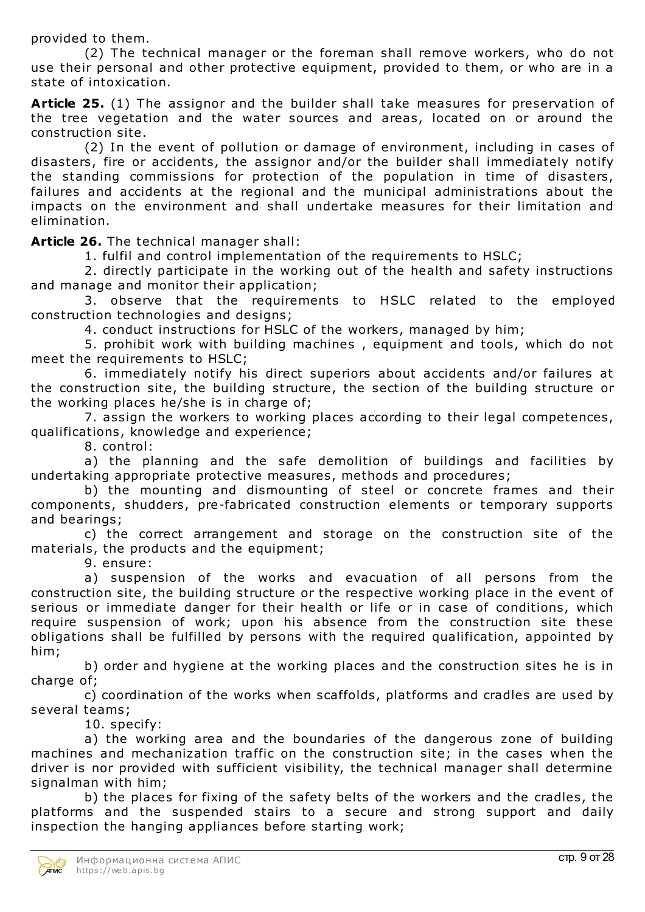provided to them.

(2) The technical manager or the foreman shall remove workers, who do not use their personal and other protective equipment, provided to them, or who are in a state of intoxication.

**Article 25.** (1) The assignor and the builder shall take measures for preservation of the tree vegetation and the water sources and areas, located on or around the construction site.

(2) In the event of pollution or damage of environment, including in cases of disasters, fire or accidents, the assignor and/or the builder shall immediately notify the standing commissions for protection of the population in time of disasters, failures and accidents at the regional and the municipal administrations about the impacts on the environment and shall undertake measures for their limitation and elimination.

**Article 26.** The technical manager shall:

1. fulfil and control implementation of the requirements to HSLC;

2. directly participate in the working out of the health and safety instructions and manage and monitor their application;

3. observe that the requirements to HSLC related to the employed construction technologies and designs;

4. conduct instructions for HSLC of the workers, managed by him;

5. prohibit work with building machines , equipment and tools, which do not meet the requirements to HSLC;

6. immediately notify his direct superiors about accidents and/or failures at the construction site, the building structure, the section of the building structure or the working places he/she is in charge of;

7. assign the workers to working places according to their legal competences, qualifications, knowledge and experience;

8. control:

a) the planning and the safe demolition of buildings and facilities by undertaking appropriate protective measures, methods and procedures;

b) the mounting and dismounting of steel or concrete frames and their components, shudders, pre-fabricated construction elements or temporary supports and bearings;

c) the correct arrangement and storage on the construction site of the materials, the products and the equipment;

9. ensure:

a) suspension of the works and evacuation of all persons from the construction site, the building structure or the respective working place in the event of serious or immediate danger for their health or life or in case of conditions, which require suspension of work; upon his absence from the construction site these obligations shall be fulfilled by persons with the required qualification, appointed by him;

b) order and hygiene at the working places and the construction sites he is in charge of;

c) coordination of the works when scaffolds, platforms and cradles are used by several teams;

10. specify:

a) the working area and the boundaries of the dangerous zone of building machines and mechanization traffic on the construction site; in the cases when the driver is nor provided with sufficient visibility, the technical manager shall determine signalman with him;

b) the places for fixing of the safety belts of the workers and the cradles, the platforms and the suspended stairs to a secure and strong support and daily inspection the hanging appliances before starting work;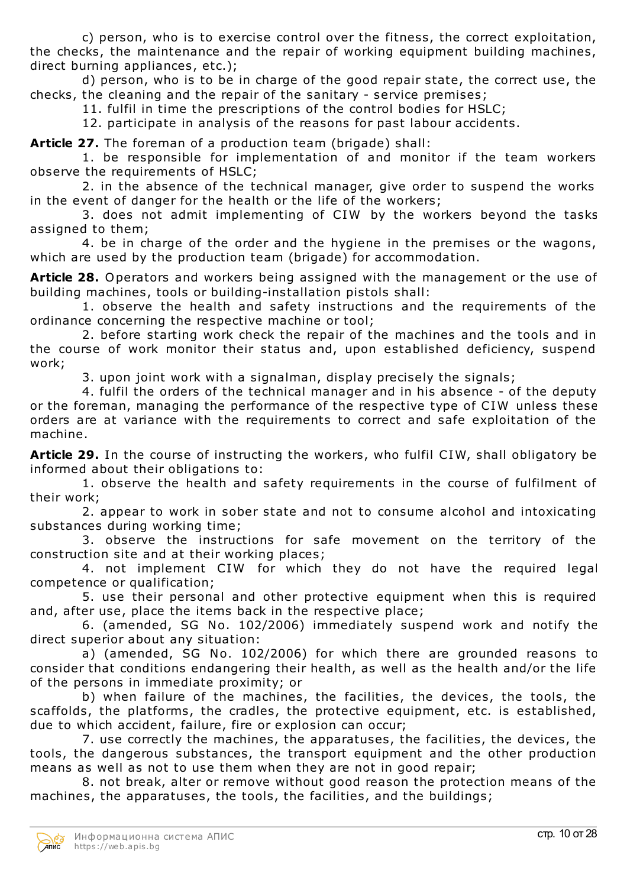c) person, who is to exercise control over the fitness, the correct exploitation, the checks, the maintenance and the repair of working equipment building machines, direct burning appliances, etc.);

d) person, who is to be in charge of the good repair state, the correct use, the checks, the cleaning and the repair of the sanitary - service premises;

11. fulfil in time the prescriptions of the control bodies for HSLC;

12. participate in analysis of the reasons for past labour accidents.

**Article 27.** The foreman of a production team (brigade) shall:

1. be responsible for implementation of and monitor if the team workers observe the requirements of HSLC;

2. in the absence of the technical manager, give order to suspend the works in the event of danger for the health or the life of the workers;

3. does not admit implementing of CIW by the workers beyond the tasks assigned to them;

4. be in charge of the order and the hygiene in the premises or the wagons, which are used by the production team (brigade) for accommodation.

**Article 28.** Operators and workers being assigned with the management or the use of building machines, tools or building-installation pistols shall:

1. observe the health and safety instructions and the requirements of the ordinance concerning the respective machine or tool;

2. before starting work check the repair of the machines and the tools and in the course of work monitor their status and, upon established deficiency, suspend work;

3. upon joint work with a signalman, display precisely the signals;

4. fulfil the orders of the technical manager and in his absence - of the deputy or the foreman, managing the performance of the respective type of CIW unless these orders are at variance with the requirements to correct and safe exploitation of the machine.

**Article 29.** In the course of instructing the workers, who fulfil CIW, shall obligatory be informed about their obligations to:

1. observe the health and safety requirements in the course of fulfilment of their work;

2. appear to work in sober state and not to consume alcohol and intoxicating substances during working time;

3. observe the instructions for safe movement on the territory of the construction site and at their working places;

4. not implement CIW for which they do not have the required legal competence or qualification;

5. use their personal and other protective equipment when this is required and, after use, place the items back in the respective place;

6. (amended, SG No. 102/2006) immediately suspend work and notify the direct superior about any situation:

a) (amended, SG No. 102/2006) for which there are grounded reasons to consider that conditions endangering their health, as well as the health and/or the life of the persons in immediate proximity; or

b) when failure of the machines, the facilities, the devices, the tools, the scaffolds, the platforms, the cradles, the protective equipment, etc. is established, due to which accident, failure, fire or explosion can occur;

7. use correctly the machines, the apparatuses, the facilities, the devices, the tools, the dangerous substances, the transport equipment and the other production means as well as not to use them when they are not in good repair;

8. not break, alter or remove without good reason the protection means of the machines, the apparatuses, the tools, the facilities, and the buildings;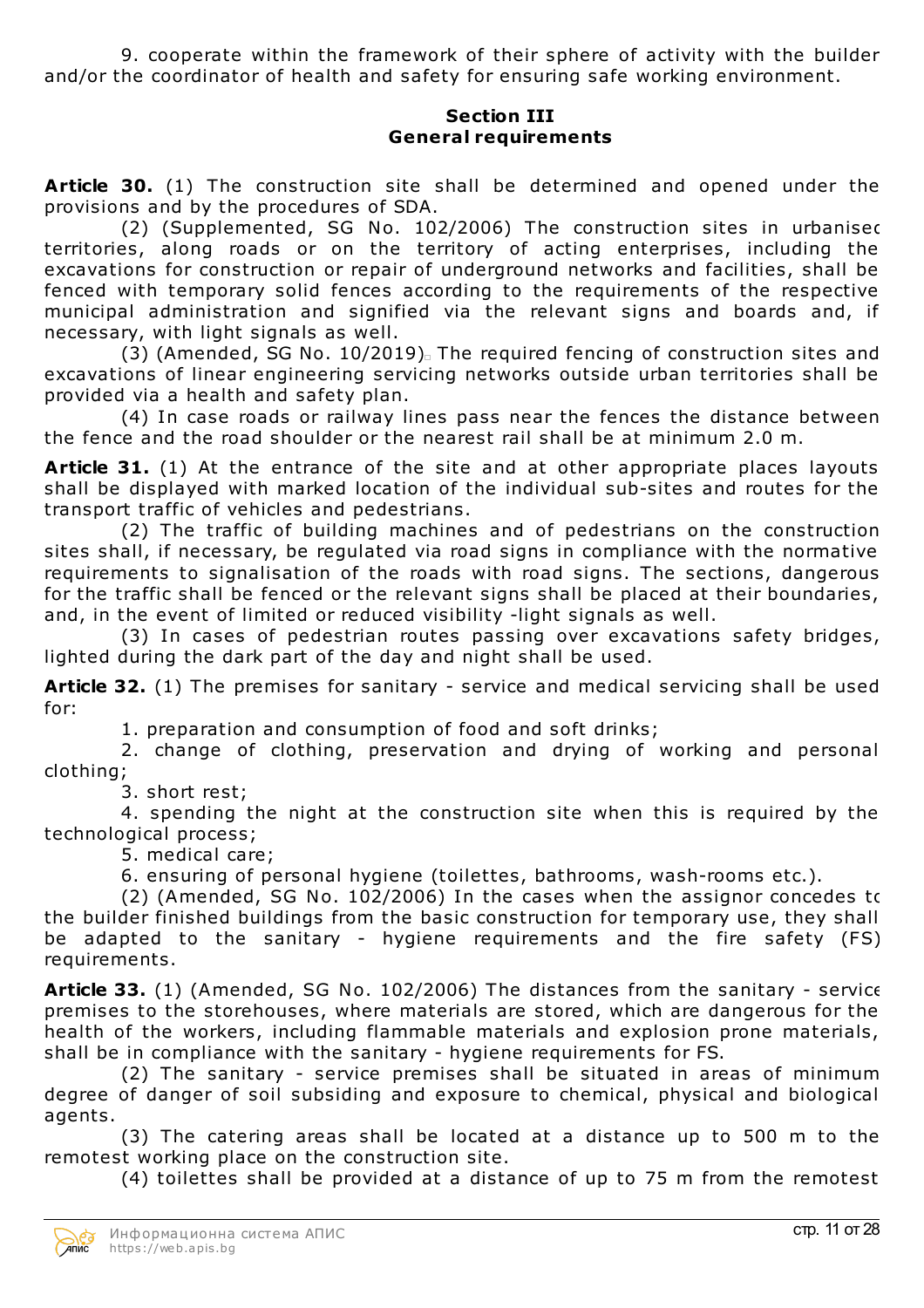9. cooperate within the framework of their sphere of activity with the builder and/or the coordinator of health and safety for ensuring safe working environment.

### Section III
### General requirements

**Article 30.** (1) The construction site shall be determined and opened under the provisions and by the procedures of SDA.

(2) (Supplemented, SG No. 102/2006) The construction sites in urbanised territories, along roads or on the territory of acting enterprises, including the excavations for construction or repair of underground networks and facilities, shall be fenced with temporary solid fences according to the requirements of the respective municipal administration and signified via the relevant signs and boards and, if necessary, with light signals as well.

(3) (Amended, SG No. 10/2019) The required fencing of construction sites and excavations of linear engineering servicing networks outside urban territories shall be provided via a health and safety plan.

(4) In case roads or railway lines pass near the fences the distance between the fence and the road shoulder or the nearest rail shall be at minimum 2.0 m.

**Article 31.** (1) At the entrance of the site and at other appropriate places layouts shall be displayed with marked location of the individual sub-sites and routes for the transport traffic of vehicles and pedestrians.

(2) The traffic of building machines and of pedestrians on the construction sites shall, if necessary, be regulated via road signs in compliance with the normative requirements to signalisation of the roads with road signs. The sections, dangerous for the traffic shall be fenced or the relevant signs shall be placed at their boundaries, and, in the event of limited or reduced visibility -light signals as well.

(3) In cases of pedestrian routes passing over excavations safety bridges, lighted during the dark part of the day and night shall be used.

**Article 32.** (1) The premises for sanitary - service and medical servicing shall be used for:

1. preparation and consumption of food and soft drinks;
2. change of clothing, preservation and drying of working and personal clothing;
3. short rest;
4. spending the night at the construction site when this is required by the technological process;
5. medical care;
6. ensuring of personal hygiene (toilettes, bathrooms, wash-rooms etc.).

(2) (Amended, SG No. 102/2006) In the cases when the assignor concedes to the builder finished buildings from the basic construction for temporary use, they shall be adapted to the sanitary - hygiene requirements and the fire safety (FS) requirements.

**Article 33.** (1) (Amended, SG No. 102/2006) The distances from the sanitary - service premises to the storehouses, where materials are stored, which are dangerous for the health of the workers, including flammable materials and explosion prone materials, shall be in compliance with the sanitary - hygiene requirements for FS.

(2) The sanitary - service premises shall be situated in areas of minimum degree of danger of soil subsiding and exposure to chemical, physical and biological agents.

(3) The catering areas shall be located at a distance up to 500 m to the remotest working place on the construction site.

(4) toilettes shall be provided at a distance of up to 75 m from the remotest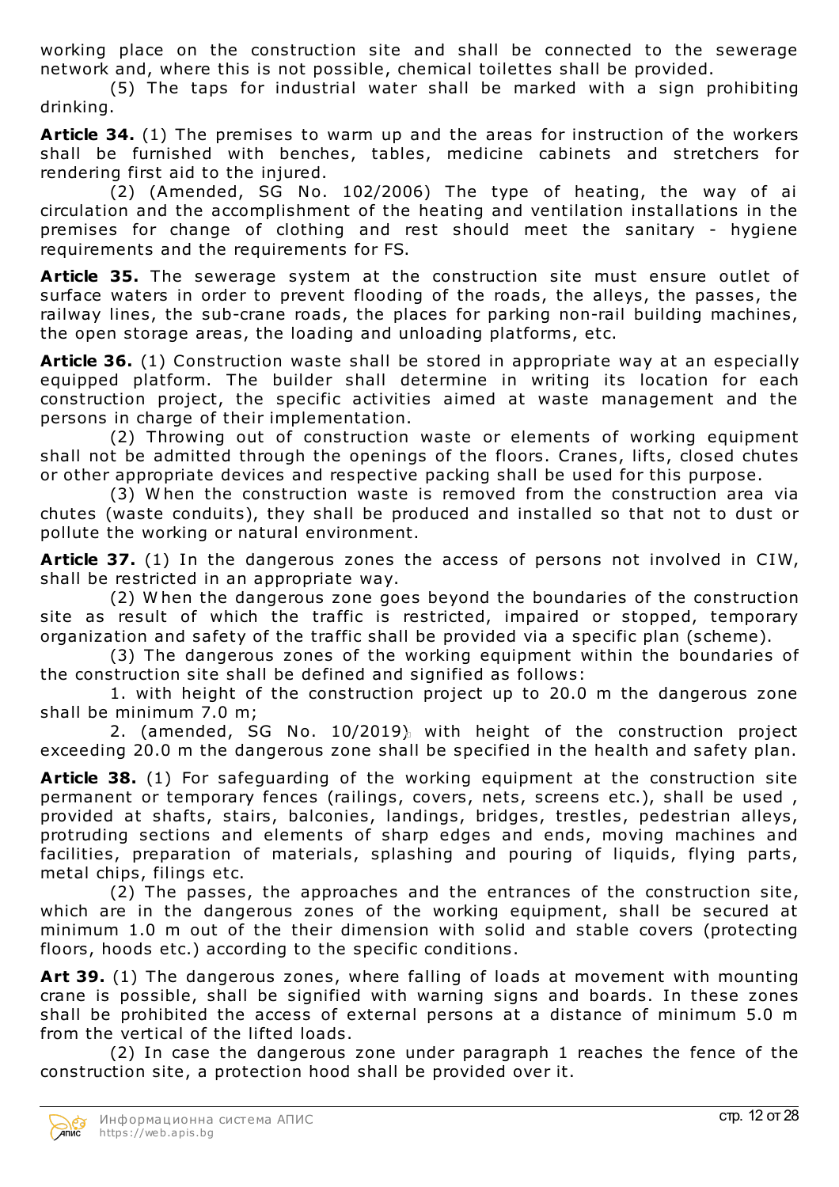working place on the construction site and shall be connected to the sewerage network and, where this is not possible, chemical toilettes shall be provided.

(5) The taps for industrial water shall be marked with a sign prohibiting drinking.

**Article 34.** (1) The premises to warm up and the areas for instruction of the workers shall be furnished with benches, tables, medicine cabinets and stretchers for rendering first aid to the injured.

(2) (Amended, SG No. 102/2006) The type of heating, the way of ai circulation and the accomplishment of the heating and ventilation installations in the premises for change of clothing and rest should meet the sanitary - hygiene requirements and the requirements for FS.

**Article 35.** The sewerage system at the construction site must ensure outlet of surface waters in order to prevent flooding of the roads, the alleys, the passes, the railway lines, the sub-crane roads, the places for parking non-rail building machines, the open storage areas, the loading and unloading platforms, etc.

**Article 36.** (1) Construction waste shall be stored in appropriate way at an especially equipped platform. The builder shall determine in writing its location for each construction project, the specific activities aimed at waste management and the persons in charge of their implementation.

(2) Throwing out of construction waste or elements of working equipment shall not be admitted through the openings of the floors. Cranes, lifts, closed chutes or other appropriate devices and respective packing shall be used for this purpose.

(3) When the construction waste is removed from the construction area via chutes (waste conduits), they shall be produced and installed so that not to dust or pollute the working or natural environment.

**Article 37.** (1) In the dangerous zones the access of persons not involved in CIW, shall be restricted in an appropriate way.

(2) When the dangerous zone goes beyond the boundaries of the construction site as result of which the traffic is restricted, impaired or stopped, temporary organization and safety of the traffic shall be provided via a specific plan (scheme).

(3) The dangerous zones of the working equipment within the boundaries of the construction site shall be defined and signified as follows:

1. with height of the construction project up to 20.0 m the dangerous zone shall be minimum 7.0 m;

2. (amended, SG No. 10/2019) with height of the construction project exceeding 20.0 m the dangerous zone shall be specified in the health and safety plan.

**Article 38.** (1) For safeguarding of the working equipment at the construction site permanent or temporary fences (railings, covers, nets, screens etc.), shall be used , provided at shafts, stairs, balconies, landings, bridges, trestles, pedestrian alleys, protruding sections and elements of sharp edges and ends, moving machines and facilities, preparation of materials, splashing and pouring of liquids, flying parts, metal chips, filings etc.

(2) The passes, the approaches and the entrances of the construction site, which are in the dangerous zones of the working equipment, shall be secured at minimum 1.0 m out of the their dimension with solid and stable covers (protecting floors, hoods etc.) according to the specific conditions.

**Art 39.** (1) The dangerous zones, where falling of loads at movement with mounting crane is possible, shall be signified with warning signs and boards. In these zones shall be prohibited the access of external persons at a distance of minimum 5.0 m from the vertical of the lifted loads.

(2) In case the dangerous zone under paragraph 1 reaches the fence of the construction site, a protection hood shall be provided over it.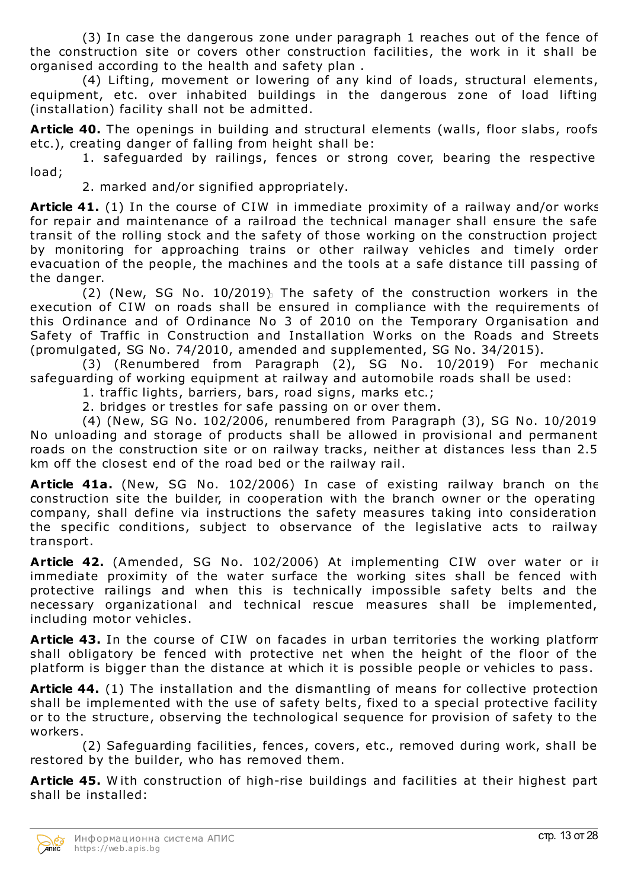(3) In case the dangerous zone under paragraph 1 reaches out of the fence of the construction site or covers other construction facilities, the work in it shall be organised according to the health and safety plan .

(4) Lifting, movement or lowering of any kind of loads, structural elements, equipment, etc. over inhabited buildings in the dangerous zone of load lifting (installation) facility shall not be admitted.

**Article 40.** The openings in building and structural elements (walls, floor slabs, roofs etc.), creating danger of falling from height shall be:

1. safeguarded by railings, fences or strong cover, bearing the respective load;

2. marked and/or signified appropriately.

**Article 41.** (1) In the course of CIW in immediate proximity of a railway and/or works for repair and maintenance of a railroad the technical manager shall ensure the safe transit of the rolling stock and the safety of those working on the construction project by monitoring for approaching trains or other railway vehicles and timely order evacuation of the people, the machines and the tools at a safe distance till passing of the danger.

(2) (New, SG No. 10/2019) The safety of the construction workers in the execution of CIW on roads shall be ensured in compliance with the requirements of this Ordinance and of Ordinance No 3 of 2010 on the Temporary Organisation and Safety of Traffic in Construction and Installation Works on the Roads and Streets (promulgated, SG No. 74/2010, amended and supplemented, SG No. 34/2015).

(3) (Renumbered from Paragraph (2), SG No. 10/2019) For mechanic safeguarding of working equipment at railway and automobile roads shall be used:

1. traffic lights, barriers, bars, road signs, marks etc.;

2. bridges or trestles for safe passing on or over them.

(4) (New, SG No. 102/2006, renumbered from Paragraph (3), SG No. 10/2019 No unloading and storage of products shall be allowed in provisional and permanent roads on the construction site or on railway tracks, neither at distances less than 2.5 km off the closest end of the road bed or the railway rail.

**Article 41a.** (New, SG No. 102/2006) In case of existing railway branch on the construction site the builder, in cooperation with the branch owner or the operating company, shall define via instructions the safety measures taking into consideration the specific conditions, subject to observance of the legislative acts to railway transport.

**Article 42.** (Amended, SG No. 102/2006) At implementing CIW over water or in immediate proximity of the water surface the working sites shall be fenced with protective railings and when this is technically impossible safety belts and the necessary organizational and technical rescue measures shall be implemented, including motor vehicles.

**Article 43.** In the course of CIW on facades in urban territories the working platform shall obligatory be fenced with protective net when the height of the floor of the platform is bigger than the distance at which it is possible people or vehicles to pass.

**Article 44.** (1) The installation and the dismantling of means for collective protection shall be implemented with the use of safety belts, fixed to a special protective facility or to the structure, observing the technological sequence for provision of safety to the workers.

(2) Safeguarding facilities, fences, covers, etc., removed during work, shall be restored by the builder, who has removed them.

**Article 45.** With construction of high-rise buildings and facilities at their highest part shall be installed: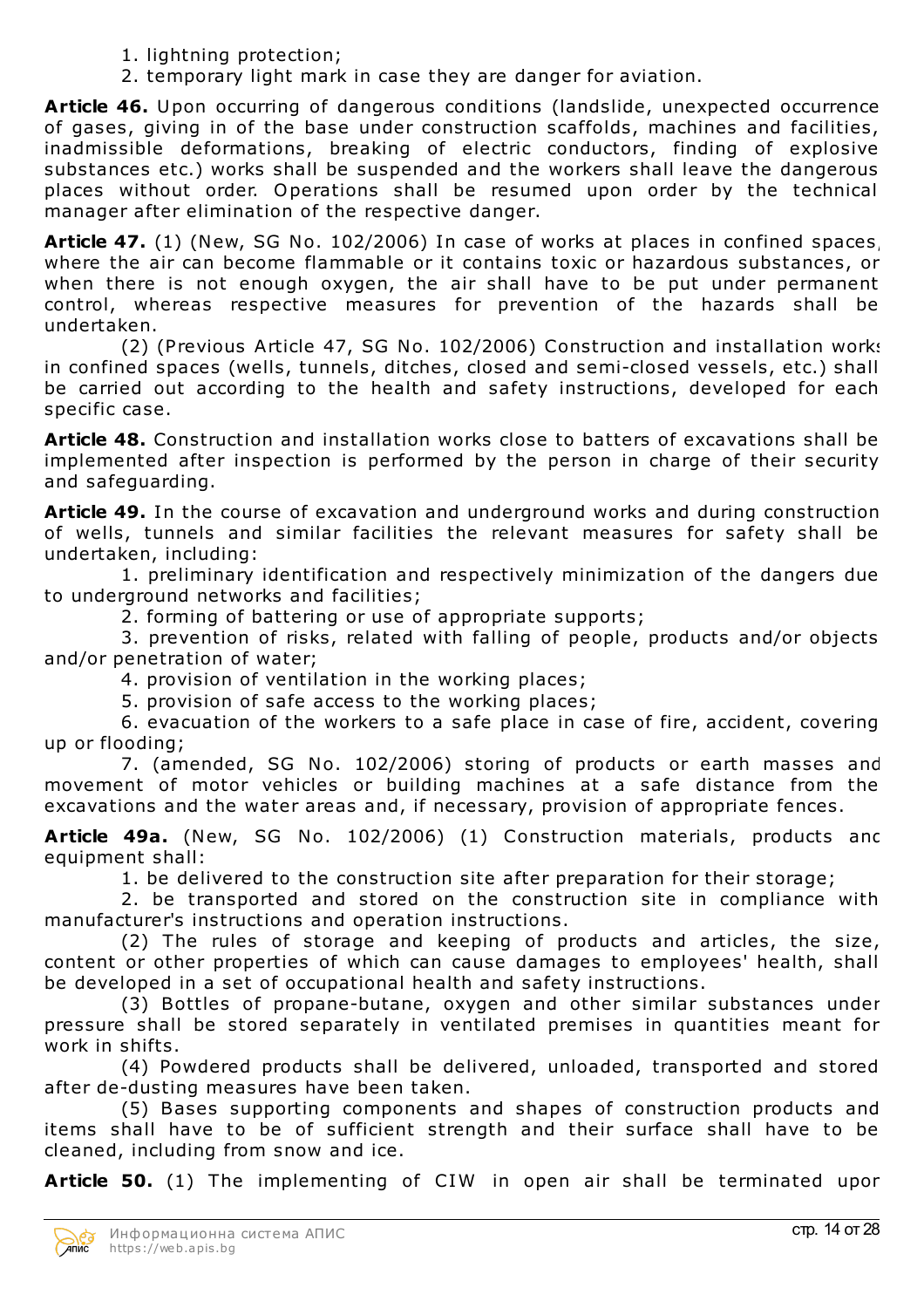1. lightning protection;
2. temporary light mark in case they are danger for aviation.

**Article 46.** Upon occurring of dangerous conditions (landslide, unexpected occurrence of gases, giving in of the base under construction scaffolds, machines and facilities, inadmissible deformations, breaking of electric conductors, finding of explosive substances etc.) works shall be suspended and the workers shall leave the dangerous places without order. Operations shall be resumed upon order by the technical manager after elimination of the respective danger.

**Article 47.** (1) (New, SG No. 102/2006) In case of works at places in confined spaces, where the air can become flammable or it contains toxic or hazardous substances, or when there is not enough oxygen, the air shall have to be put under permanent control, whereas respective measures for prevention of the hazards shall be undertaken.

(2) (Previous Article 47, SG No. 102/2006) Construction and installation works in confined spaces (wells, tunnels, ditches, closed and semi-closed vessels, etc.) shall be carried out according to the health and safety instructions, developed for each specific case.

**Article 48.** Construction and installation works close to batters of excavations shall be implemented after inspection is performed by the person in charge of their security and safeguarding.

**Article 49.** In the course of excavation and underground works and during construction of wells, tunnels and similar facilities the relevant measures for safety shall be undertaken, including:

1. preliminary identification and respectively minimization of the dangers due to underground networks and facilities;
2. forming of battering or use of appropriate supports;
3. prevention of risks, related with falling of people, products and/or objects and/or penetration of water;
4. provision of ventilation in the working places;
5. provision of safe access to the working places;
6. evacuation of the workers to a safe place in case of fire, accident, covering up or flooding;
7. (amended, SG No. 102/2006) storing of products or earth masses and movement of motor vehicles or building machines at a safe distance from the excavations and the water areas and, if necessary, provision of appropriate fences.

**Article 49a.** (New, SG No. 102/2006) (1) Construction materials, products and equipment shall:

1. be delivered to the construction site after preparation for their storage;
2. be transported and stored on the construction site in compliance with manufacturer's instructions and operation instructions.

(2) The rules of storage and keeping of products and articles, the size, content or other properties of which can cause damages to employees' health, shall be developed in a set of occupational health and safety instructions.

(3) Bottles of propane-butane, oxygen and other similar substances under pressure shall be stored separately in ventilated premises in quantities meant for work in shifts.

(4) Powdered products shall be delivered, unloaded, transported and stored after de-dusting measures have been taken.

(5) Bases supporting components and shapes of construction products and items shall have to be of sufficient strength and their surface shall have to be cleaned, including from snow and ice.

**Article 50.** (1) The implementing of CIW in open air shall be terminated upon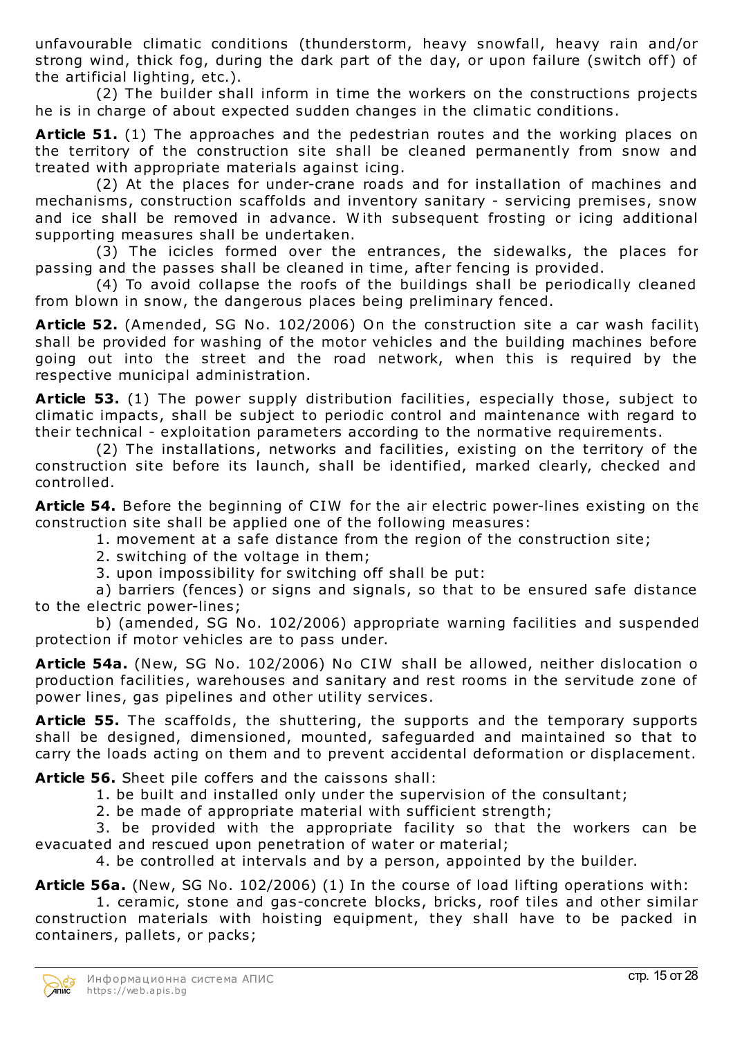unfavourable climatic conditions (thunderstorm, heavy snowfall, heavy rain and/or strong wind, thick fog, during the dark part of the day, or upon failure (switch off) of the artificial lighting, etc.).

(2) The builder shall inform in time the workers on the constructions projects he is in charge of about expected sudden changes in the climatic conditions.

**Article 51.** (1) The approaches and the pedestrian routes and the working places on the territory of the construction site shall be cleaned permanently from snow and treated with appropriate materials against icing.

(2) At the places for under-crane roads and for installation of machines and mechanisms, construction scaffolds and inventory sanitary - servicing premises, snow and ice shall be removed in advance. With subsequent frosting or icing additional supporting measures shall be undertaken.

(3) The icicles formed over the entrances, the sidewalks, the places for passing and the passes shall be cleaned in time, after fencing is provided.

(4) To avoid collapse the roofs of the buildings shall be periodically cleaned from blown in snow, the dangerous places being preliminary fenced.

**Article 52.** (Amended, SG No. 102/2006) On the construction site a car wash facility shall be provided for washing of the motor vehicles and the building machines before going out into the street and the road network, when this is required by the respective municipal administration.

**Article 53.** (1) The power supply distribution facilities, especially those, subject to climatic impacts, shall be subject to periodic control and maintenance with regard to their technical - exploitation parameters according to the normative requirements.

(2) The installations, networks and facilities, existing on the territory of the construction site before its launch, shall be identified, marked clearly, checked and controlled.

**Article 54.** Before the beginning of CIW for the air electric power-lines existing on the construction site shall be applied one of the following measures:

1. movement at a safe distance from the region of the construction site;
2. switching of the voltage in them;
3. upon impossibility for switching off shall be put:

a) barriers (fences) or signs and signals, so that to be ensured safe distance to the electric power-lines;

b) (amended, SG No. 102/2006) appropriate warning facilities and suspended protection if motor vehicles are to pass under.

**Article 54a.** (New, SG No. 102/2006) No CIW shall be allowed, neither dislocation o production facilities, warehouses and sanitary and rest rooms in the servitude zone of power lines, gas pipelines and other utility services.

**Article 55.** The scaffolds, the shuttering, the supports and the temporary supports shall be designed, dimensioned, mounted, safeguarded and maintained so that to carry the loads acting on them and to prevent accidental deformation or displacement.

**Article 56.** Sheet pile coffers and the caissons shall:

1. be built and installed only under the supervision of the consultant;
2. be made of appropriate material with sufficient strength;
3. be provided with the appropriate facility so that the workers can be evacuated and rescued upon penetration of water or material;
4. be controlled at intervals and by a person, appointed by the builder.

**Article 56a.** (New, SG No. 102/2006) (1) In the course of load lifting operations with:

1. ceramic, stone and gas-concrete blocks, bricks, roof tiles and other similar construction materials with hoisting equipment, they shall have to be packed in containers, pallets, or packs;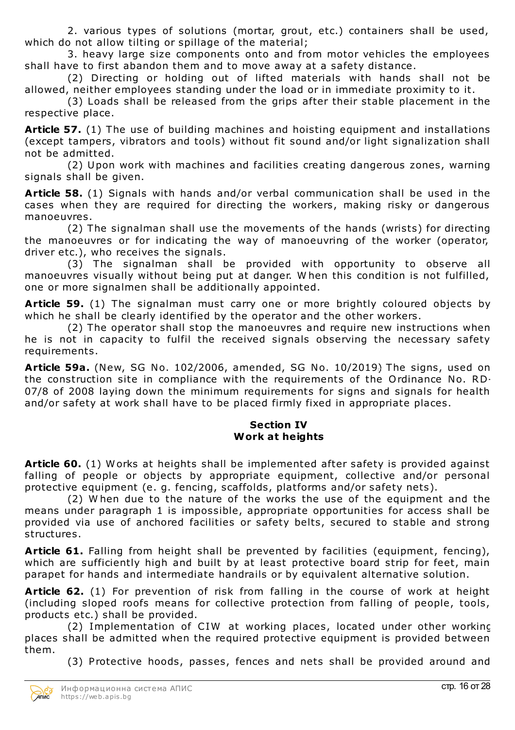2. various types of solutions (mortar, grout, etc.) containers shall be used, which do not allow tilting or spillage of the material;

3. heavy large size components onto and from motor vehicles the employees shall have to first abandon them and to move away at a safety distance.

(2) Directing or holding out of lifted materials with hands shall not be allowed, neither employees standing under the load or in immediate proximity to it.

(3) Loads shall be released from the grips after their stable placement in the respective place.

**Article 57.** (1) The use of building machines and hoisting equipment and installations (except tampers, vibrators and tools) without fit sound and/or light signalization shall not be admitted.

(2) Upon work with machines and facilities creating dangerous zones, warning signals shall be given.

**Article 58.** (1) Signals with hands and/or verbal communication shall be used in the cases when they are required for directing the workers, making risky or dangerous manoeuvres.

(2) The signalman shall use the movements of the hands (wrists) for directing the manoeuvres or for indicating the way of manoeuvring of the worker (operator, driver etc.), who receives the signals.

(3) The signalman shall be provided with opportunity to observe all manoeuvres visually without being put at danger. When this condition is not fulfilled, one or more signalmen shall be additionally appointed.

**Article 59.** (1) The signalman must carry one or more brightly coloured objects by which he shall be clearly identified by the operator and the other workers.

(2) The operator shall stop the manoeuvres and require new instructions when he is not in capacity to fulfil the received signals observing the necessary safety requirements.

**Article 59a.** (New, SG No. 102/2006, amended, SG No. 10/2019) The signs, used on the construction site in compliance with the requirements of the Ordinance No. RD-07/8 of 2008 laying down the minimum requirements for signs and signals for health and/or safety at work shall have to be placed firmly fixed in appropriate places.

### Section IV
### Work at heights

**Article 60.** (1) Works at heights shall be implemented after safety is provided against falling of people or objects by appropriate equipment, collective and/or personal protective equipment (e. g. fencing, scaffolds, platforms and/or safety nets).

(2) When due to the nature of the works the use of the equipment and the means under paragraph 1 is impossible, appropriate opportunities for access shall be provided via use of anchored facilities or safety belts, secured to stable and strong structures.

**Article 61.** Falling from height shall be prevented by facilities (equipment, fencing), which are sufficiently high and built by at least protective board strip for feet, main parapet for hands and intermediate handrails or by equivalent alternative solution.

**Article 62.** (1) For prevention of risk from falling in the course of work at height (including sloped roofs means for collective protection from falling of people, tools, products etc.) shall be provided.

(2) Implementation of CIW at working places, located under other working places shall be admitted when the required protective equipment is provided between them.

(3) Protective hoods, passes, fences and nets shall be provided around and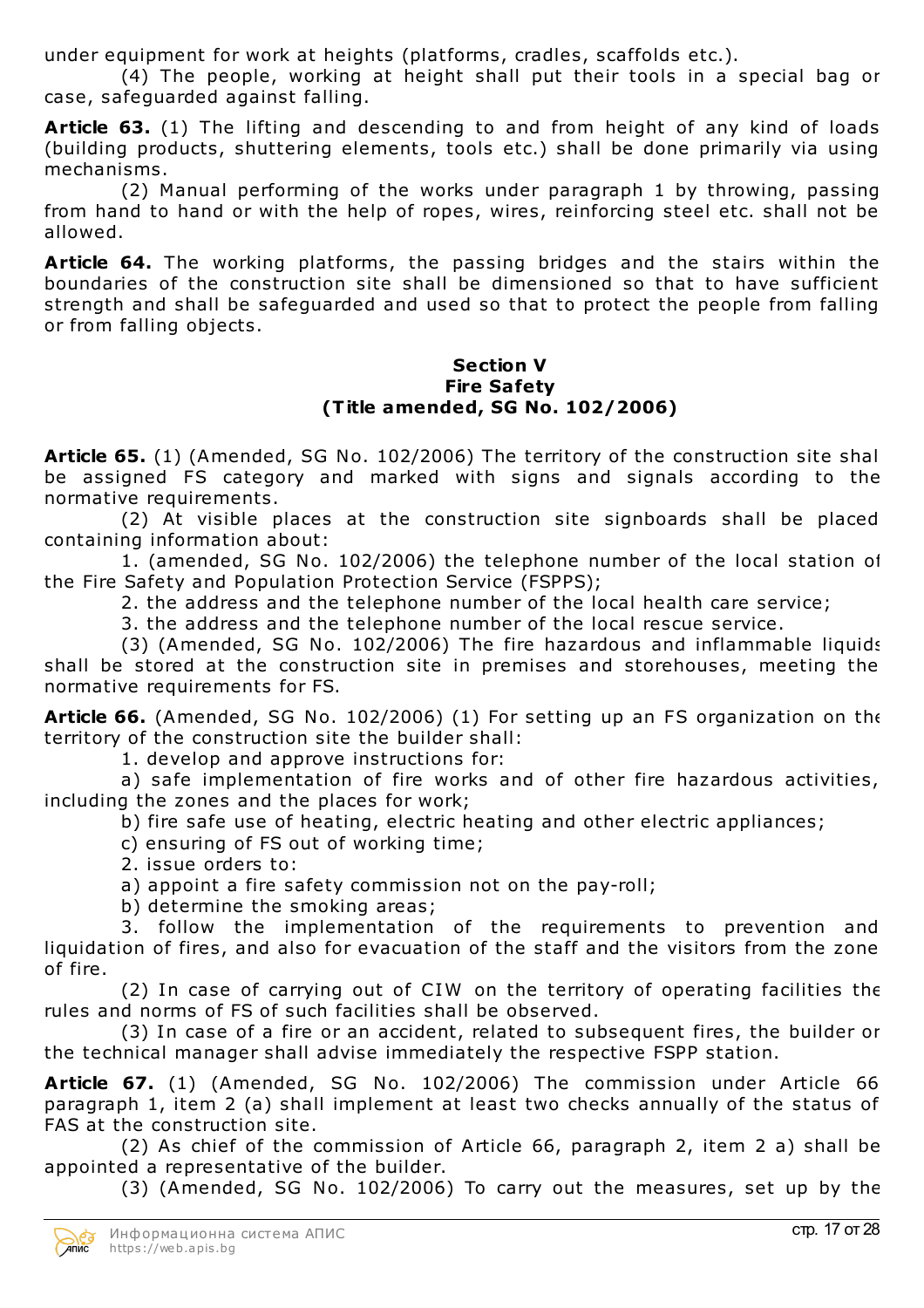under equipment for work at heights (platforms, cradles, scaffolds etc.).

(4) The people, working at height shall put their tools in a special bag or case, safeguarded against falling.

**Article 63.** (1) The lifting and descending to and from height of any kind of loads (building products, shuttering elements, tools etc.) shall be done primarily via using mechanisms.

(2) Manual performing of the works under paragraph 1 by throwing, passing from hand to hand or with the help of ropes, wires, reinforcing steel etc. shall not be allowed.

**Article 64.** The working platforms, the passing bridges and the stairs within the boundaries of the construction site shall be dimensioned so that to have sufficient strength and shall be safeguarded and used so that to protect the people from falling or from falling objects.

## Section V
## Fire Safety
## (Title amended, SG No. 102/2006)

**Article 65.** (1) (Amended, SG No. 102/2006) The territory of the construction site shal be assigned FS category and marked with signs and signals according to the normative requirements.

(2) At visible places at the construction site signboards shall be placed containing information about:

1. (amended, SG No. 102/2006) the telephone number of the local station of the Fire Safety and Population Protection Service (FSPPS);

2. the address and the telephone number of the local health care service;

3. the address and the telephone number of the local rescue service.

(3) (Amended, SG No. 102/2006) The fire hazardous and inflammable liquids shall be stored at the construction site in premises and storehouses, meeting the normative requirements for FS.

**Article 66.** (Amended, SG No. 102/2006) (1) For setting up an FS organization on the territory of the construction site the builder shall:

1. develop and approve instructions for:

a) safe implementation of fire works and of other fire hazardous activities, including the zones and the places for work;

b) fire safe use of heating, electric heating and other electric appliances;

c) ensuring of FS out of working time;

2. issue orders to:

a) appoint a fire safety commission not on the pay-roll;

b) determine the smoking areas;

3. follow the implementation of the requirements to prevention and liquidation of fires, and also for evacuation of the staff and the visitors from the zone of fire.

(2) In case of carrying out of CIW on the territory of operating facilities the rules and norms of FS of such facilities shall be observed.

(3) In case of a fire or an accident, related to subsequent fires, the builder or the technical manager shall advise immediately the respective FSPP station.

**Article 67.** (1) (Amended, SG No. 102/2006) The commission under Article 66 paragraph 1, item 2 (a) shall implement at least two checks annually of the status of FAS at the construction site.

(2) As chief of the commission of Article 66, paragraph 2, item 2 a) shall be appointed a representative of the builder.

(3) (Amended, SG No. 102/2006) To carry out the measures, set up by the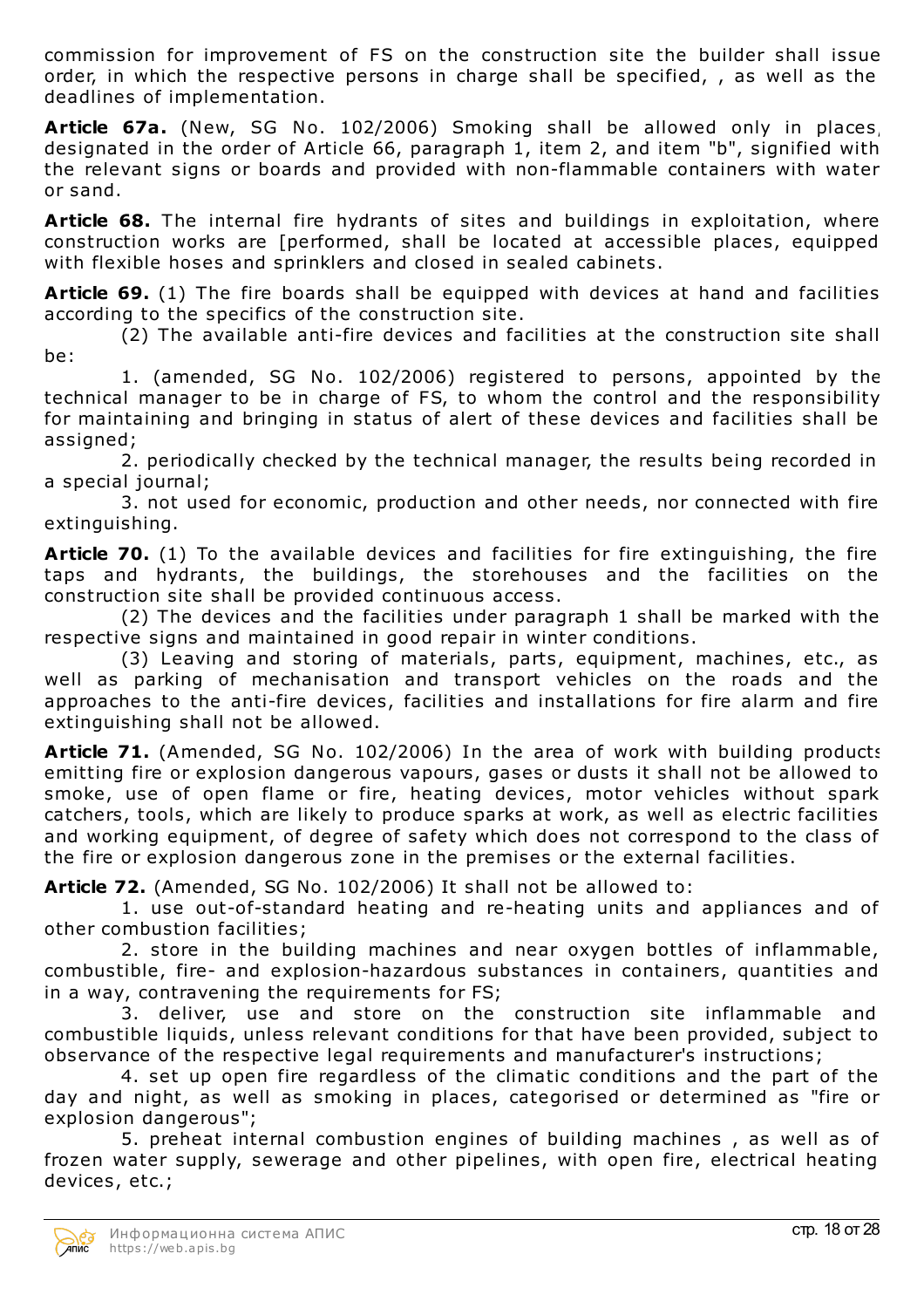commission for improvement of FS on the construction site the builder shall issue order, in which the respective persons in charge shall be specified, , as well as the deadlines of implementation.

**Article 67a.** (New, SG No. 102/2006) Smoking shall be allowed only in places, designated in the order of Article 66, paragraph 1, item 2, and item "b", signified with the relevant signs or boards and provided with non-flammable containers with water or sand.

**Article 68.** The internal fire hydrants of sites and buildings in exploitation, where construction works are [performed, shall be located at accessible places, equipped with flexible hoses and sprinklers and closed in sealed cabinets.

**Article 69.** (1) The fire boards shall be equipped with devices at hand and facilities according to the specifics of the construction site.

(2) The available anti-fire devices and facilities at the construction site shall be:

1. (amended, SG No. 102/2006) registered to persons, appointed by the technical manager to be in charge of FS, to whom the control and the responsibility for maintaining and bringing in status of alert of these devices and facilities shall be assigned;

2. periodically checked by the technical manager, the results being recorded in a special journal;

3. not used for economic, production and other needs, nor connected with fire extinguishing.

**Article 70.** (1) To the available devices and facilities for fire extinguishing, the fire taps and hydrants, the buildings, the storehouses and the facilities on the construction site shall be provided continuous access.

(2) The devices and the facilities under paragraph 1 shall be marked with the respective signs and maintained in good repair in winter conditions.

(3) Leaving and storing of materials, parts, equipment, machines, etc., as well as parking of mechanisation and transport vehicles on the roads and the approaches to the anti-fire devices, facilities and installations for fire alarm and fire extinguishing shall not be allowed.

**Article 71.** (Amended, SG No. 102/2006) In the area of work with building products emitting fire or explosion dangerous vapours, gases or dusts it shall not be allowed to smoke, use of open flame or fire, heating devices, motor vehicles without spark catchers, tools, which are likely to produce sparks at work, as well as electric facilities and working equipment, of degree of safety which does not correspond to the class of the fire or explosion dangerous zone in the premises or the external facilities.

**Article 72.** (Amended, SG No. 102/2006) It shall not be allowed to:

1. use out-of-standard heating and re-heating units and appliances and of other combustion facilities;

2. store in the building machines and near oxygen bottles of inflammable, combustible, fire- and explosion-hazardous substances in containers, quantities and in a way, contravening the requirements for FS;

3. deliver, use and store on the construction site inflammable and combustible liquids, unless relevant conditions for that have been provided, subject to observance of the respective legal requirements and manufacturer's instructions;

4. set up open fire regardless of the climatic conditions and the part of the day and night, as well as smoking in places, categorised or determined as "fire or explosion dangerous";

5. preheat internal combustion engines of building machines , as well as of frozen water supply, sewerage and other pipelines, with open fire, electrical heating devices, etc.;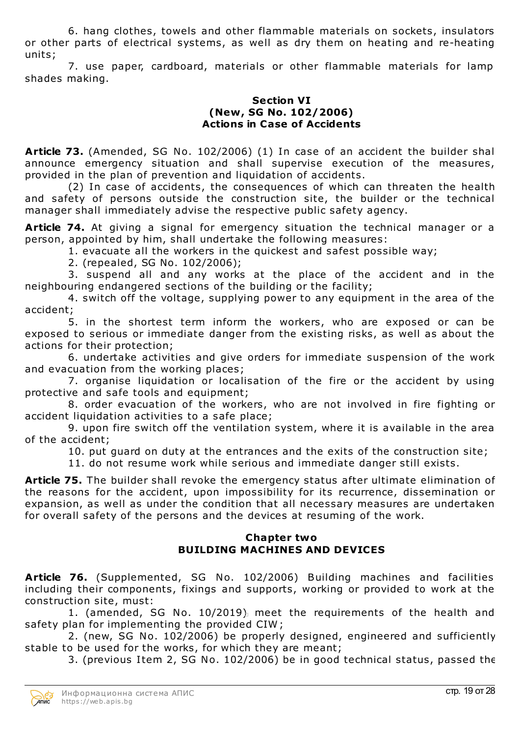6. hang clothes, towels and other flammable materials on sockets, insulators or other parts of electrical systems, as well as dry them on heating and re-heating units;

7. use paper, cardboard, materials or other flammable materials for lamp shades making.

### Section VI
### (New, SG No. 102/2006)
### Actions in Case of Accidents

**Article 73.** (Amended, SG No. 102/2006) (1) In case of an accident the builder shal announce emergency situation and shall supervise execution of the measures, provided in the plan of prevention and liquidation of accidents.

(2) In case of accidents, the consequences of which can threaten the health and safety of persons outside the construction site, the builder or the technical manager shall immediately advise the respective public safety agency.

**Article 74.** At giving a signal for emergency situation the technical manager or a person, appointed by him, shall undertake the following measures:

1. evacuate all the workers in the quickest and safest possible way;

2. (repealed, SG No. 102/2006);

3. suspend all and any works at the place of the accident and in the neighbouring endangered sections of the building or the facility;

4. switch off the voltage, supplying power to any equipment in the area of the accident;

5. in the shortest term inform the workers, who are exposed or can be exposed to serious or immediate danger from the existing risks, as well as about the actions for their protection;

6. undertake activities and give orders for immediate suspension of the work and evacuation from the working places;

7. organise liquidation or localisation of the fire or the accident by using protective and safe tools and equipment;

8. order evacuation of the workers, who are not involved in fire fighting or accident liquidation activities to a safe place;

9. upon fire switch off the ventilation system, where it is available in the area of the accident;

10. put guard on duty at the entrances and the exits of the construction site;

11. do not resume work while serious and immediate danger still exists.

**Article 75.** The builder shall revoke the emergency status after ultimate elimination of the reasons for the accident, upon impossibility for its recurrence, dissemination or expansion, as well as under the condition that all necessary measures are undertaken for overall safety of the persons and the devices at resuming of the work.

## Chapter two
## BUILDING MACHINES AND DEVICES

**Article 76.** (Supplemented, SG No. 102/2006) Building machines and facilities including their components, fixings and supports, working or provided to work at the construction site, must:

1. (amended, SG No. 10/2019) meet the requirements of the health and safety plan for implementing the provided CIW;

2. (new, SG No. 102/2006) be properly designed, engineered and sufficiently stable to be used for the works, for which they are meant;

3. (previous Item 2, SG No. 102/2006) be in good technical status, passed the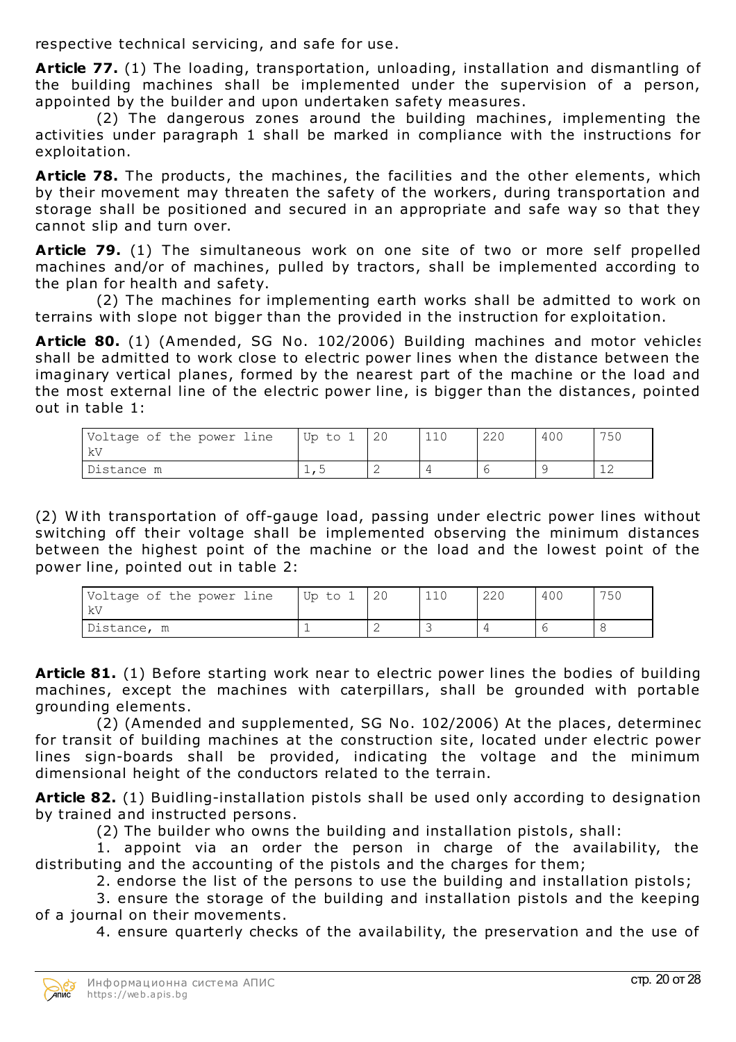respective technical servicing, and safe for use.

**Article 77.** (1) The loading, transportation, unloading, installation and dismantling of the building machines shall be implemented under the supervision of a person, appointed by the builder and upon undertaken safety measures.

(2) The dangerous zones around the building machines, implementing the activities under paragraph 1 shall be marked in compliance with the instructions for exploitation.

**Article 78.** The products, the machines, the facilities and the other elements, which by their movement may threaten the safety of the workers, during transportation and storage shall be positioned and secured in an appropriate and safe way so that they cannot slip and turn over.

**Article 79.** (1) The simultaneous work on one site of two or more self propelled machines and/or of machines, pulled by tractors, shall be implemented according to the plan for health and safety.

(2) The machines for implementing earth works shall be admitted to work on terrains with slope not bigger than the provided in the instruction for exploitation.

**Article 80.** (1) (Amended, SG No. 102/2006) Building machines and motor vehicles shall be admitted to work close to electric power lines when the distance between the imaginary vertical planes, formed by the nearest part of the machine or the load and the most external line of the electric power line, is bigger than the distances, pointed out in table 1:

| Voltage of the power line kV | Up to 1 | 20 | 110 | 220 | 400 | 750 |
|---|---|---|---|---|---|---|
| Distance m | 1,5 | 2 | 4 | 6 | 9 | 12 |

(2) With transportation of off-gauge load, passing under electric power lines without switching off their voltage shall be implemented observing the minimum distances between the highest point of the machine or the load and the lowest point of the power line, pointed out in table 2:

| Voltage of the power line kV | Up to 1 | 20 | 110 | 220 | 400 | 750 |
|---|---|---|---|---|---|---|
| Distance, m | 1 | 2 | 3 | 4 | 6 | 8 |

**Article 81.** (1) Before starting work near to electric power lines the bodies of building machines, except the machines with caterpillars, shall be grounded with portable grounding elements.

(2) (Amended and supplemented, SG No. 102/2006) At the places, determined for transit of building machines at the construction site, located under electric power lines sign-boards shall be provided, indicating the voltage and the minimum dimensional height of the conductors related to the terrain.

**Article 82.** (1) Buidling-installation pistols shall be used only according to designation by trained and instructed persons.

(2) The builder who owns the building and installation pistols, shall:

1. appoint via an order the person in charge of the availability, the distributing and the accounting of the pistols and the charges for them;

2. endorse the list of the persons to use the building and installation pistols;

3. ensure the storage of the building and installation pistols and the keeping of a journal on their movements.

4. ensure quarterly checks of the availability, the preservation and the use of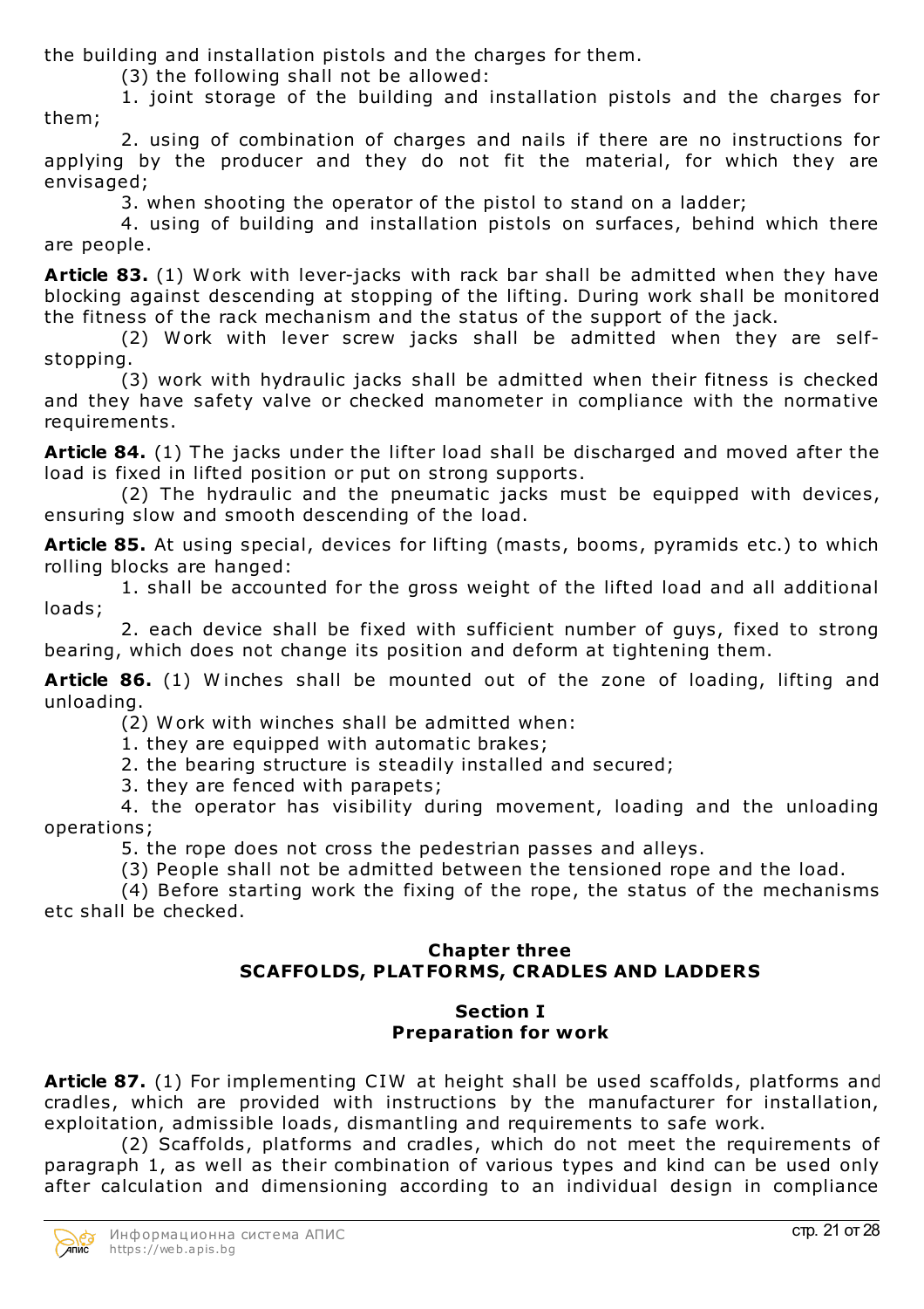the building and installation pistols and the charges for them.

(3) the following shall not be allowed:

1. joint storage of the building and installation pistols and the charges for them;

2. using of combination of charges and nails if there are no instructions for applying by the producer and they do not fit the material, for which they are envisaged;

3. when shooting the operator of the pistol to stand on a ladder;

4. using of building and installation pistols on surfaces, behind which there are people.

**Article 83.** (1) Work with lever-jacks with rack bar shall be admitted when they have blocking against descending at stopping of the lifting. During work shall be monitored the fitness of the rack mechanism and the status of the support of the jack.

(2) Work with lever screw jacks shall be admitted when they are self-stopping.

(3) work with hydraulic jacks shall be admitted when their fitness is checked and they have safety valve or checked manometer in compliance with the normative requirements.

**Article 84.** (1) The jacks under the lifter load shall be discharged and moved after the load is fixed in lifted position or put on strong supports.

(2) The hydraulic and the pneumatic jacks must be equipped with devices, ensuring slow and smooth descending of the load.

**Article 85.** At using special, devices for lifting (masts, booms, pyramids etc.) to which rolling blocks are hanged:

1. shall be accounted for the gross weight of the lifted load and all additional loads;

2. each device shall be fixed with sufficient number of guys, fixed to strong bearing, which does not change its position and deform at tightening them.

**Article 86.** (1) Winches shall be mounted out of the zone of loading, lifting and unloading.

(2) Work with winches shall be admitted when:

1. they are equipped with automatic brakes;

2. the bearing structure is steadily installed and secured;

3. they are fenced with parapets;

4. the operator has visibility during movement, loading and the unloading operations;

5. the rope does not cross the pedestrian passes and alleys.

(3) People shall not be admitted between the tensioned rope and the load.

(4) Before starting work the fixing of the rope, the status of the mechanisms etc shall be checked.

## Chapter three
## SCAFFOLDS, PLATFORMS, CRADLES AND LADDERS

### Section I
### Preparation for work

**Article 87.** (1) For implementing CIW at height shall be used scaffolds, platforms and cradles, which are provided with instructions by the manufacturer for installation, exploitation, admissible loads, dismantling and requirements to safe work.

(2) Scaffolds, platforms and cradles, which do not meet the requirements of paragraph 1, as well as their combination of various types and kind can be used only after calculation and dimensioning according to an individual design in compliance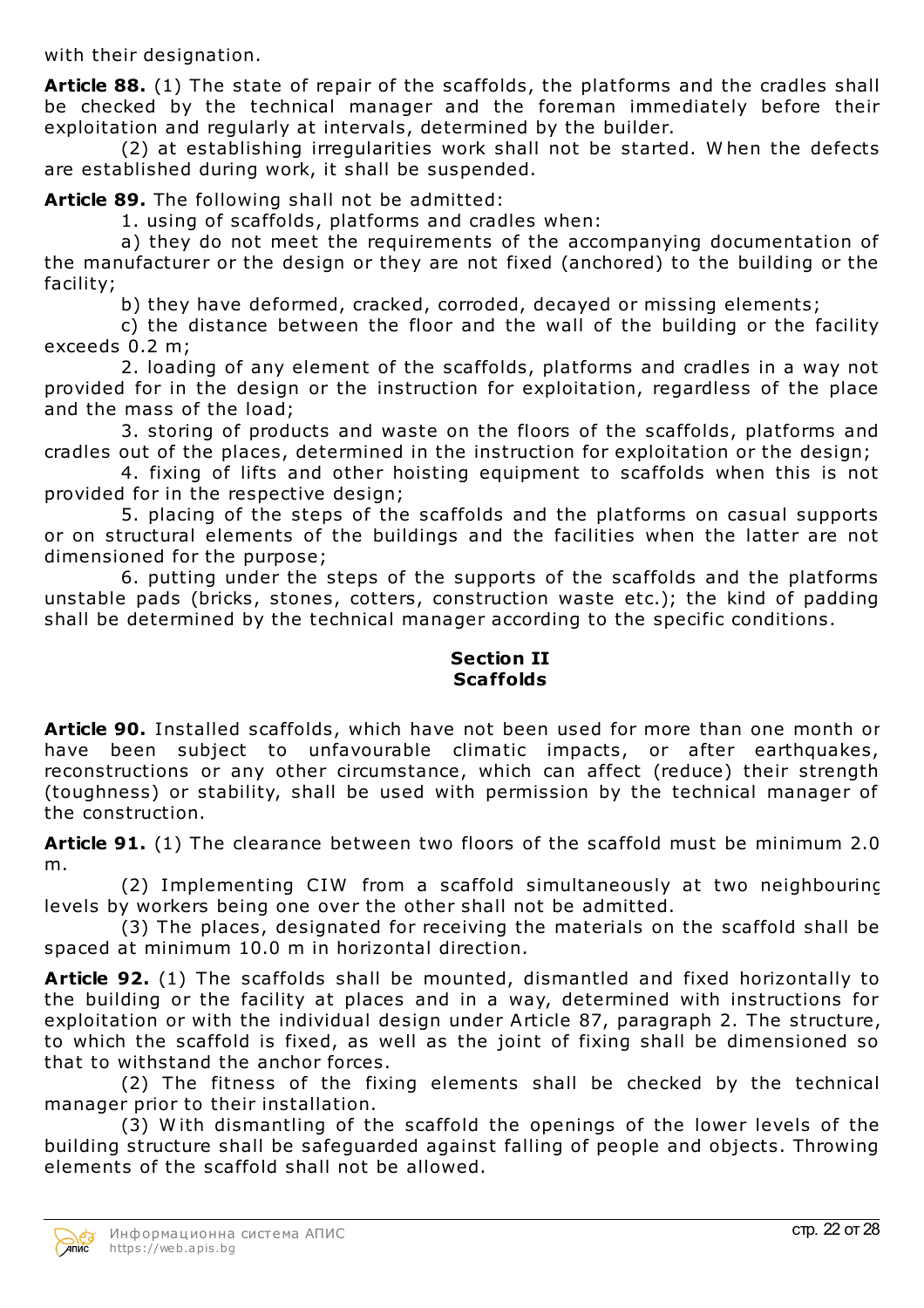with their designation.

**Article 88.** (1) The state of repair of the scaffolds, the platforms and the cradles shall be checked by the technical manager and the foreman immediately before their exploitation and regularly at intervals, determined by the builder.

(2) at establishing irregularities work shall not be started. When the defects are established during work, it shall be suspended.

**Article 89.** The following shall not be admitted:

1. using of scaffolds, platforms and cradles when:

a) they do not meet the requirements of the accompanying documentation of the manufacturer or the design or they are not fixed (anchored) to the building or the facility;

b) they have deformed, cracked, corroded, decayed or missing elements;

c) the distance between the floor and the wall of the building or the facility exceeds 0.2 m;

2. loading of any element of the scaffolds, platforms and cradles in a way not provided for in the design or the instruction for exploitation, regardless of the place and the mass of the load;

3. storing of products and waste on the floors of the scaffolds, platforms and cradles out of the places, determined in the instruction for exploitation or the design;

4. fixing of lifts and other hoisting equipment to scaffolds when this is not provided for in the respective design;

5. placing of the steps of the scaffolds and the platforms on casual supports or on structural elements of the buildings and the facilities when the latter are not dimensioned for the purpose;

6. putting under the steps of the supports of the scaffolds and the platforms unstable pads (bricks, stones, cotters, construction waste etc.); the kind of padding shall be determined by the technical manager according to the specific conditions.

## Section II
## Scaffolds

**Article 90.** Installed scaffolds, which have not been used for more than one month or have been subject to unfavourable climatic impacts, or after earthquakes, reconstructions or any other circumstance, which can affect (reduce) their strength (toughness) or stability, shall be used with permission by the technical manager of the construction.

**Article 91.** (1) The clearance between two floors of the scaffold must be minimum 2.0 m.

(2) Implementing CIW from a scaffold simultaneously at two neighbouring levels by workers being one over the other shall not be admitted.

(3) The places, designated for receiving the materials on the scaffold shall be spaced at minimum 10.0 m in horizontal direction.

**Article 92.** (1) The scaffolds shall be mounted, dismantled and fixed horizontally to the building or the facility at places and in a way, determined with instructions for exploitation or with the individual design under Article 87, paragraph 2. The structure, to which the scaffold is fixed, as well as the joint of fixing shall be dimensioned so that to withstand the anchor forces.

(2) The fitness of the fixing elements shall be checked by the technical manager prior to their installation.

(3) With dismantling of the scaffold the openings of the lower levels of the building structure shall be safeguarded against falling of people and objects. Throwing elements of the scaffold shall not be allowed.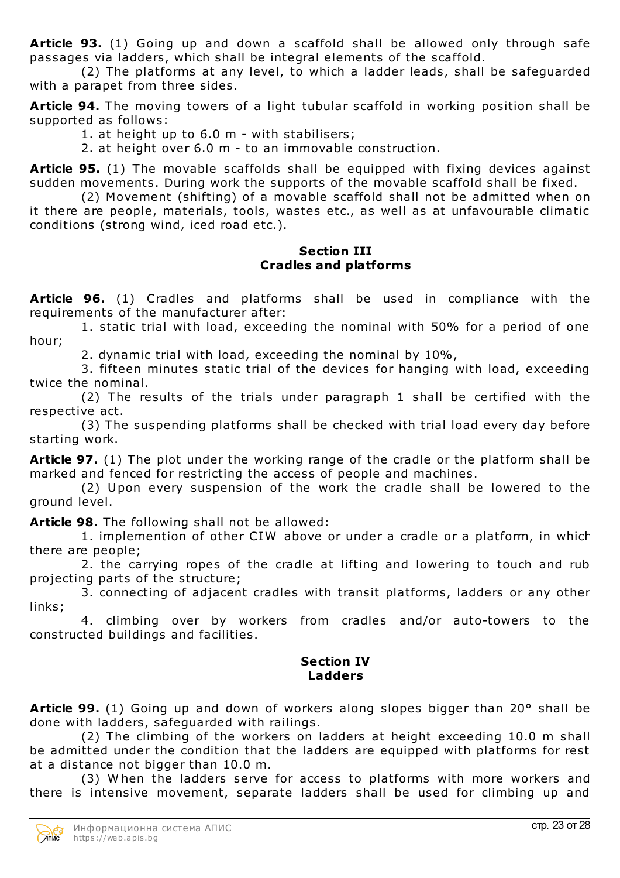**Article 93.** (1) Going up and down a scaffold shall be allowed only through safe passages via ladders, which shall be integral elements of the scaffold.

(2) The platforms at any level, to which a ladder leads, shall be safeguarded with a parapet from three sides.

**Article 94.** The moving towers of a light tubular scaffold in working position shall be supported as follows:

1. at height up to 6.0 m - with stabilisers;
2. at height over 6.0 m - to an immovable construction.

**Article 95.** (1) The movable scaffolds shall be equipped with fixing devices against sudden movements. During work the supports of the movable scaffold shall be fixed.

(2) Movement (shifting) of a movable scaffold shall not be admitted when on it there are people, materials, tools, wastes etc., as well as at unfavourable climatic conditions (strong wind, iced road etc.).

### Section III
### Cradles and platforms

**Article 96.** (1) Cradles and platforms shall be used in compliance with the requirements of the manufacturer after:

1. static trial with load, exceeding the nominal with 50% for a period of one hour;
2. dynamic trial with load, exceeding the nominal by 10%,
3. fifteen minutes static trial of the devices for hanging with load, exceeding twice the nominal.

(2) The results of the trials under paragraph 1 shall be certified with the respective act.

(3) The suspending platforms shall be checked with trial load every day before starting work.

**Article 97.** (1) The plot under the working range of the cradle or the platform shall be marked and fenced for restricting the access of people and machines.

(2) Upon every suspension of the work the cradle shall be lowered to the ground level.

**Article 98.** The following shall not be allowed:

1. implemention of other CIW above or under a cradle or a platform, in which there are people;
2. the carrying ropes of the cradle at lifting and lowering to touch and rub projecting parts of the structure;
3. connecting of adjacent cradles with transit platforms, ladders or any other links;
4. climbing over by workers from cradles and/or auto-towers to the constructed buildings and facilities.

### Section IV
### Ladders

**Article 99.** (1) Going up and down of workers along slopes bigger than 20° shall be done with ladders, safeguarded with railings.

(2) The climbing of the workers on ladders at height exceeding 10.0 m shall be admitted under the condition that the ladders are equipped with platforms for rest at a distance not bigger than 10.0 m.

(3) When the ladders serve for access to platforms with more workers and there is intensive movement, separate ladders shall be used for climbing up and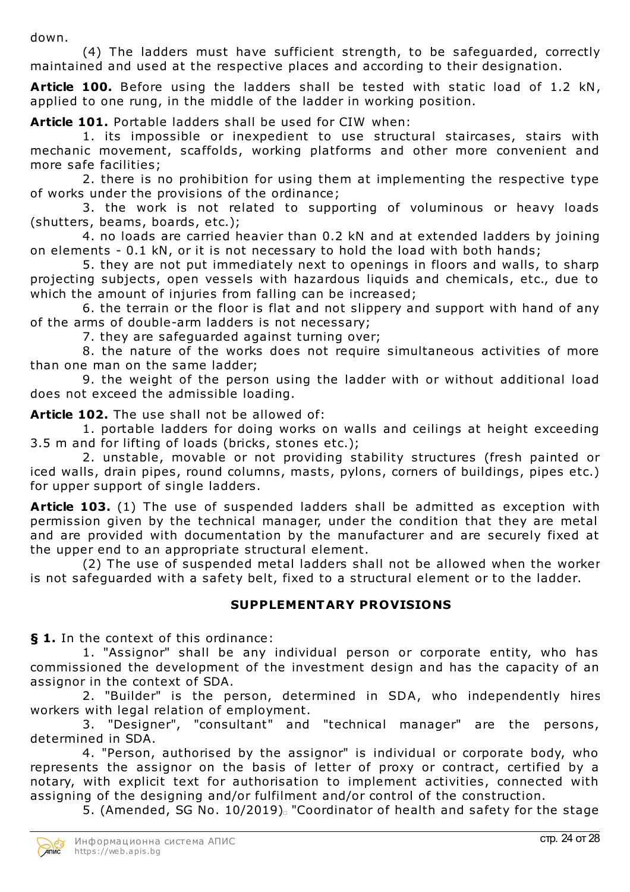down.

(4) The ladders must have sufficient strength, to be safeguarded, correctly maintained and used at the respective places and according to their designation.

**Article 100.** Before using the ladders shall be tested with static load of 1.2 kN, applied to one rung, in the middle of the ladder in working position.

**Article 101.** Portable ladders shall be used for CIW when:

1. its impossible or inexpedient to use structural staircases, stairs with mechanic movement, scaffolds, working platforms and other more convenient and more safe facilities;
2. there is no prohibition for using them at implementing the respective type of works under the provisions of the ordinance;
3. the work is not related to supporting of voluminous or heavy loads (shutters, beams, boards, etc.);
4. no loads are carried heavier than 0.2 kN and at extended ladders by joining on elements - 0.1 kN, or it is not necessary to hold the load with both hands;
5. they are not put immediately next to openings in floors and walls, to sharp projecting subjects, open vessels with hazardous liquids and chemicals, etc., due to which the amount of injuries from falling can be increased;
6. the terrain or the floor is flat and not slippery and support with hand of any of the arms of double-arm ladders is not necessary;
7. they are safeguarded against turning over;
8. the nature of the works does not require simultaneous activities of more than one man on the same ladder;
9. the weight of the person using the ladder with or without additional load does not exceed the admissible loading.

**Article 102.** The use shall not be allowed of:

1. portable ladders for doing works on walls and ceilings at height exceeding 3.5 m and for lifting of loads (bricks, stones etc.);
2. unstable, movable or not providing stability structures (fresh painted or iced walls, drain pipes, round columns, masts, pylons, corners of buildings, pipes etc.) for upper support of single ladders.

**Article 103.** (1) The use of suspended ladders shall be admitted as exception with permission given by the technical manager, under the condition that they are metal and are provided with documentation by the manufacturer and are securely fixed at the upper end to an appropriate structural element.

(2) The use of suspended metal ladders shall not be allowed when the worker is not safeguarded with a safety belt, fixed to a structural element or to the ladder.

## SUPPLEMENTARY PROVISIONS

**§ 1.** In the context of this ordinance:

1. "Assignor" shall be any individual person or corporate entity, who has commissioned the development of the investment design and has the capacity of an assignor in the context of SDA.
2. "Builder" is the person, determined in SDA, who independently hires workers with legal relation of employment.
3. "Designer", "consultant" and "technical manager" are the persons, determined in SDA.
4. "Person, authorised by the assignor" is individual or corporate body, who represents the assignor on the basis of letter of proxy or contract, certified by a notary, with explicit text for authorisation to implement activities, connected with assigning of the designing and/or fulfilment and/or control of the construction.
5. (Amended, SG No. 10/2019) "Coordinator of health and safety for the stage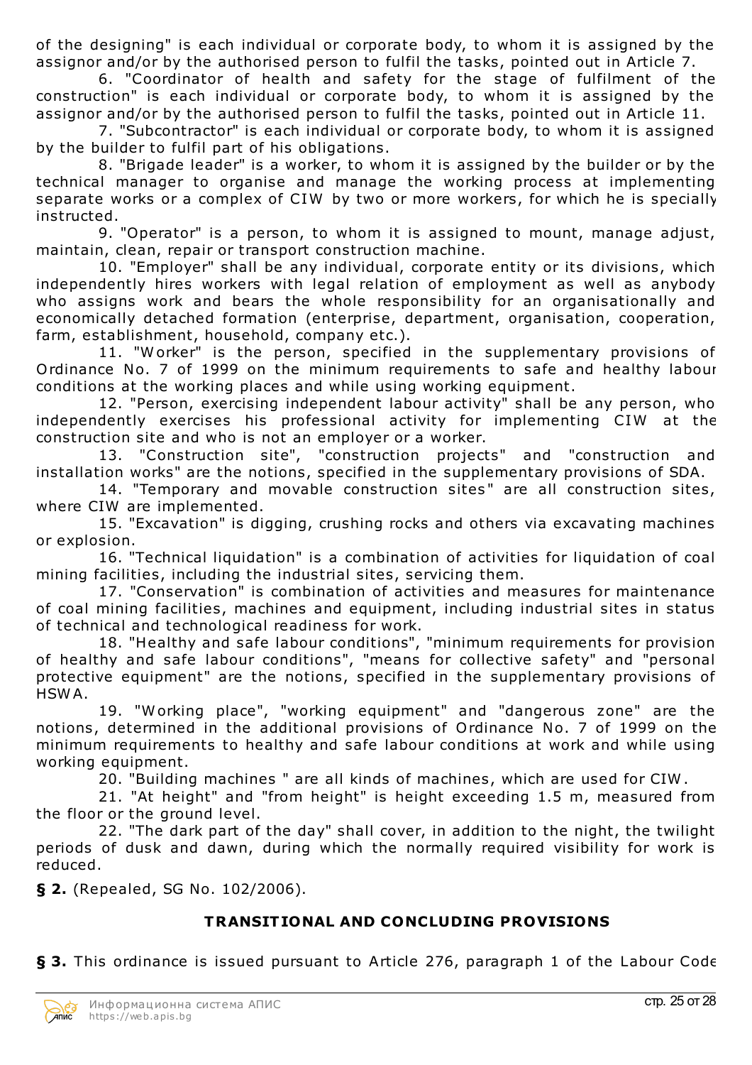of the designing" is each individual or corporate body, to whom it is assigned by the assignor and/or by the authorised person to fulfil the tasks, pointed out in Article 7.

6. "Coordinator of health and safety for the stage of fulfilment of the construction" is each individual or corporate body, to whom it is assigned by the assignor and/or by the authorised person to fulfil the tasks, pointed out in Article 11.

7. "Subcontractor" is each individual or corporate body, to whom it is assigned by the builder to fulfil part of his obligations.

8. "Brigade leader" is a worker, to whom it is assigned by the builder or by the technical manager to organise and manage the working process at implementing separate works or a complex of CIW by two or more workers, for which he is specially instructed.

9. "Operator" is a person, to whom it is assigned to mount, manage adjust, maintain, clean, repair or transport construction machine.

10. "Employer" shall be any individual, corporate entity or its divisions, which independently hires workers with legal relation of employment as well as anybody who assigns work and bears the whole responsibility for an organisationally and economically detached formation (enterprise, department, organisation, cooperation, farm, establishment, household, company etc.).

11. "Worker" is the person, specified in the supplementary provisions of Ordinance No. 7 of 1999 on the minimum requirements to safe and healthy labour conditions at the working places and while using working equipment.

12. "Person, exercising independent labour activity" shall be any person, who independently exercises his professional activity for implementing CIW at the construction site and who is not an employer or a worker.

13. "Construction site", "construction projects" and "construction and installation works" are the notions, specified in the supplementary provisions of SDA.

14. "Temporary and movable construction sites" are all construction sites, where CIW are implemented.

15. "Excavation" is digging, crushing rocks and others via excavating machines or explosion.

16. "Technical liquidation" is a combination of activities for liquidation of coal mining facilities, including the industrial sites, servicing them.

17. "Conservation" is combination of activities and measures for maintenance of coal mining facilities, machines and equipment, including industrial sites in status of technical and technological readiness for work.

18. "Healthy and safe labour conditions", "minimum requirements for provision of healthy and safe labour conditions", "means for collective safety" and "personal protective equipment" are the notions, specified in the supplementary provisions of HSWA.

19. "Working place", "working equipment" and "dangerous zone" are the notions, determined in the additional provisions of Ordinance No. 7 of 1999 on the minimum requirements to healthy and safe labour conditions at work and while using working equipment.

20. "Building machines " are all kinds of machines, which are used for CIW.

21. "At height" and "from height" is height exceeding 1.5 m, measured from the floor or the ground level.

22. "The dark part of the day" shall cover, in addition to the night, the twilight periods of dusk and dawn, during which the normally required visibility for work is reduced.

**§ 2.** (Repealed, SG No. 102/2006).

## TRANSITIONAL AND CONCLUDING PROVISIONS

**§ 3.** This ordinance is issued pursuant to Article 276, paragraph 1 of the Labour Code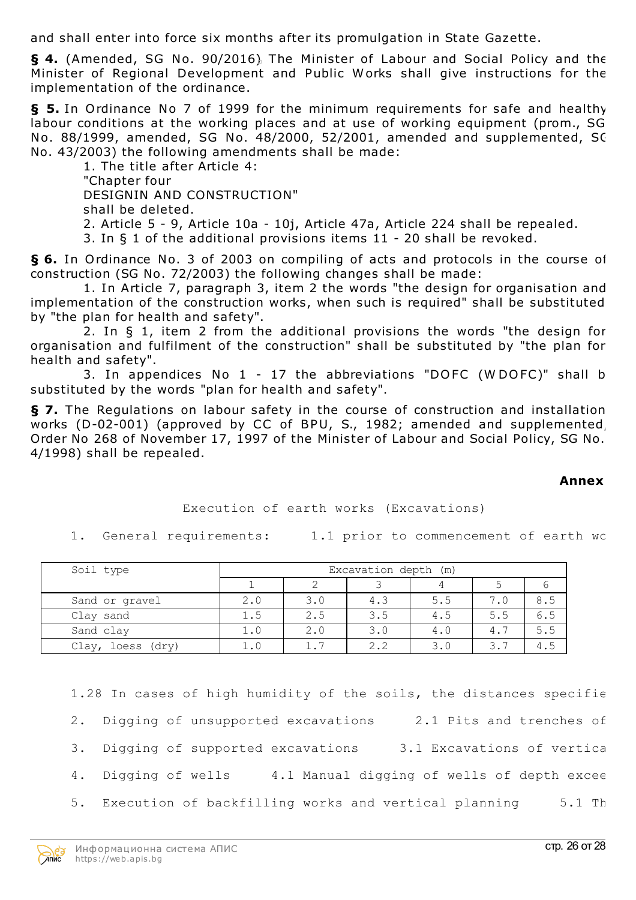and shall enter into force six months after its promulgation in State Gazette.

**§ 4.** (Amended, SG No. 90/2016) The Minister of Labour and Social Policy and the Minister of Regional Development and Public Works shall give instructions for the implementation of the ordinance.

**§ 5.** In Ordinance No 7 of 1999 for the minimum requirements for safe and healthy labour conditions at the working places and at use of working equipment (prom., SG No. 88/1999, amended, SG No. 48/2000, 52/2001, amended and supplemented, SG No. 43/2003) the following amendments shall be made:

1. The title after Article 4:
"Chapter four
DESIGNIN AND CONSTRUCTION"
shall be deleted.
2. Article 5 - 9, Article 10a - 10j, Article 47a, Article 224 shall be repealed.
3. In § 1 of the additional provisions items 11 - 20 shall be revoked.

**§ 6.** In Ordinance No. 3 of 2003 on compiling of acts and protocols in the course of construction (SG No. 72/2003) the following changes shall be made:

1. In Article 7, paragraph 3, item 2 the words "the design for organisation and implementation of the construction works, when such is required" shall be substituted by "the plan for health and safety".
2. In § 1, item 2 from the additional provisions the words "the design for organisation and fulfilment of the construction" shall be substituted by "the plan for health and safety".
3. In appendices No 1 - 17 the abbreviations "DOFC (WDOFC)" shall be substituted by the words "plan for health and safety".

**§ 7.** The Regulations on labour safety in the course of construction and installation works (D-02-001) (approved by CC of BPU, S., 1982; amended and supplemented, Order No 268 of November 17, 1997 of the Minister of Labour and Social Policy, SG No. 4/1998) shall be repealed.

**Annex**

Execution of earth works (Excavations)

1. General requirements: 1.1 prior to commencement of earth wo

| Soil type | Excavation depth (m) | | | | | |
|---|---|---|---|---|---|---|
| | 1 | 2 | 3 | 4 | 5 | 6 |
| Sand or gravel | 2.0 | 3.0 | 4.3 | 5.5 | 7.0 | 8.5 |
| Clay sand | 1.5 | 2.5 | 3.5 | 4.5 | 5.5 | 6.5 |
| Sand clay | 1.0 | 2.0 | 3.0 | 4.0 | 4.7 | 5.5 |
| Clay, loess (dry) | 1.0 | 1.7 | 2.2 | 3.0 | 3.7 | 4.5 |

1.28 In cases of high humidity of the soils, the distances specifie

2. Digging of unsupported excavations 2.1 Pits and trenches of

3. Digging of supported excavations 3.1 Excavations of vertica

4. Digging of wells 4.1 Manual digging of wells of depth excee

5. Execution of backfilling works and vertical planning 5.1 Th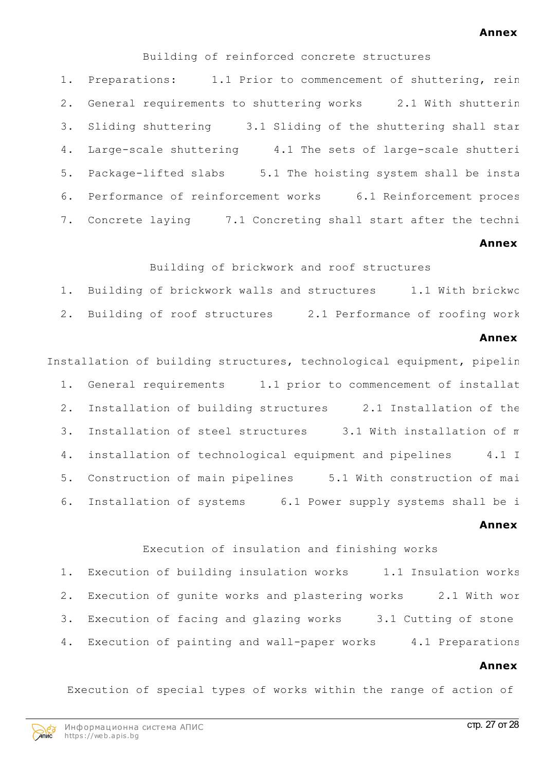**Annex**

Building of reinforced concrete structures

1. Preparations:     1.1 Prior to commencement of shuttering, rein
2. General requirements to shuttering works     2.1 With shutterin
3. Sliding shuttering     3.1 Sliding of the shuttering shall star
4. Large-scale shuttering     4.1 The sets of large-scale shutteri
5. Package-lifted slabs     5.1 The hoisting system shall be insta
6. Performance of reinforcement works     6.1 Reinforcement proces
7. Concrete laying     7.1 Concreting shall start after the techni

**Annex**

Building of brickwork and roof structures

1. Building of brickwork walls and structures     1.1 With brickwo
2. Building of roof structures     2.1 Performance of roofing work

**Annex**

Installation of building structures, technological equipment, pipelin

1. General requirements     1.1 prior to commencement of installat
2. Installation of building structures     2.1 Installation of the
3. Installation of steel structures     3.1 With installation of m
4. installation of technological equipment and pipelines     4.1 I
5. Construction of main pipelines     5.1 With construction of mai
6. Installation of systems     6.1 Power supply systems shall be i

**Annex**

Execution of insulation and finishing works

1. Execution of building insulation works     1.1 Insulation works
2. Execution of gunite works and plastering works     2.1 With wor
3. Execution of facing and glazing works     3.1 Cutting of stone
4. Execution of painting and wall-paper works     4.1 Preparations

**Annex**

Execution of special types of works within the range of action of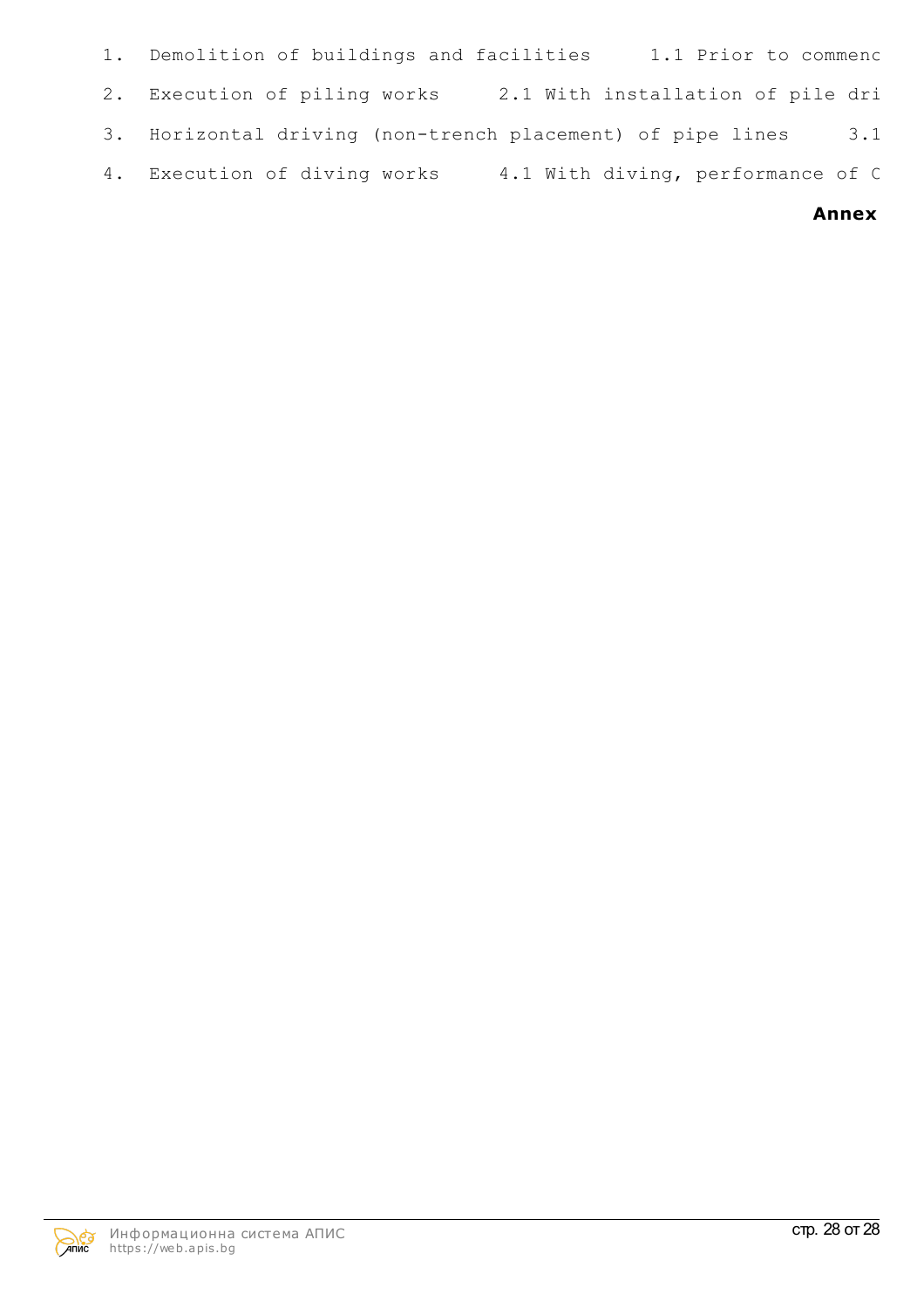1. Demolition of buildings and facilities     1.1 Prior to commenc

2. Execution of piling works     2.1 With installation of pile dri

3. Horizontal driving (non-trench placement) of pipe lines     3.1

4. Execution of diving works     4.1 With diving, performance of C

**Annex**